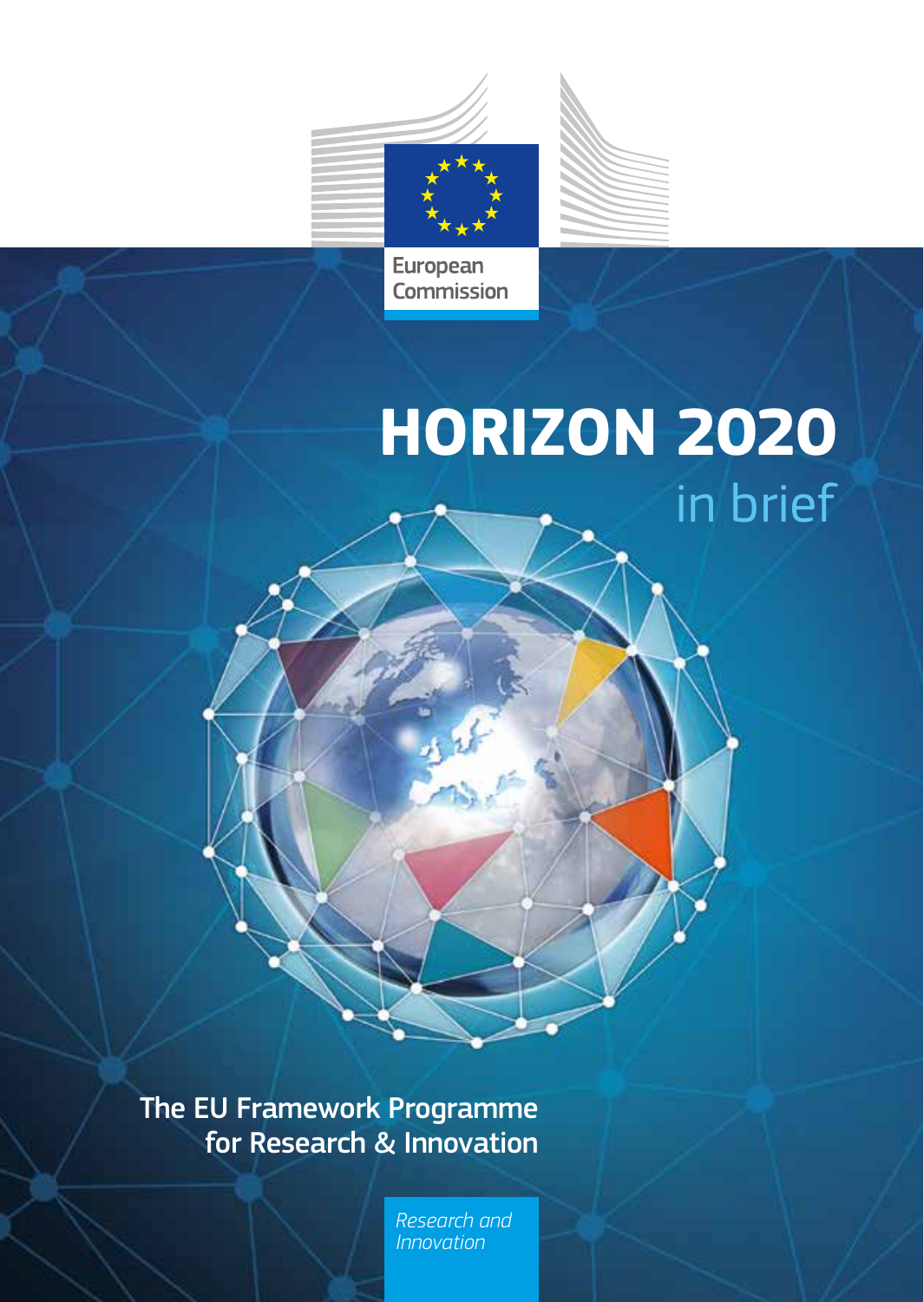European Commission

# HORIZON 2020

## in brief

**The EU Framework Programme for Research & Innovation**

*Research and Innovation*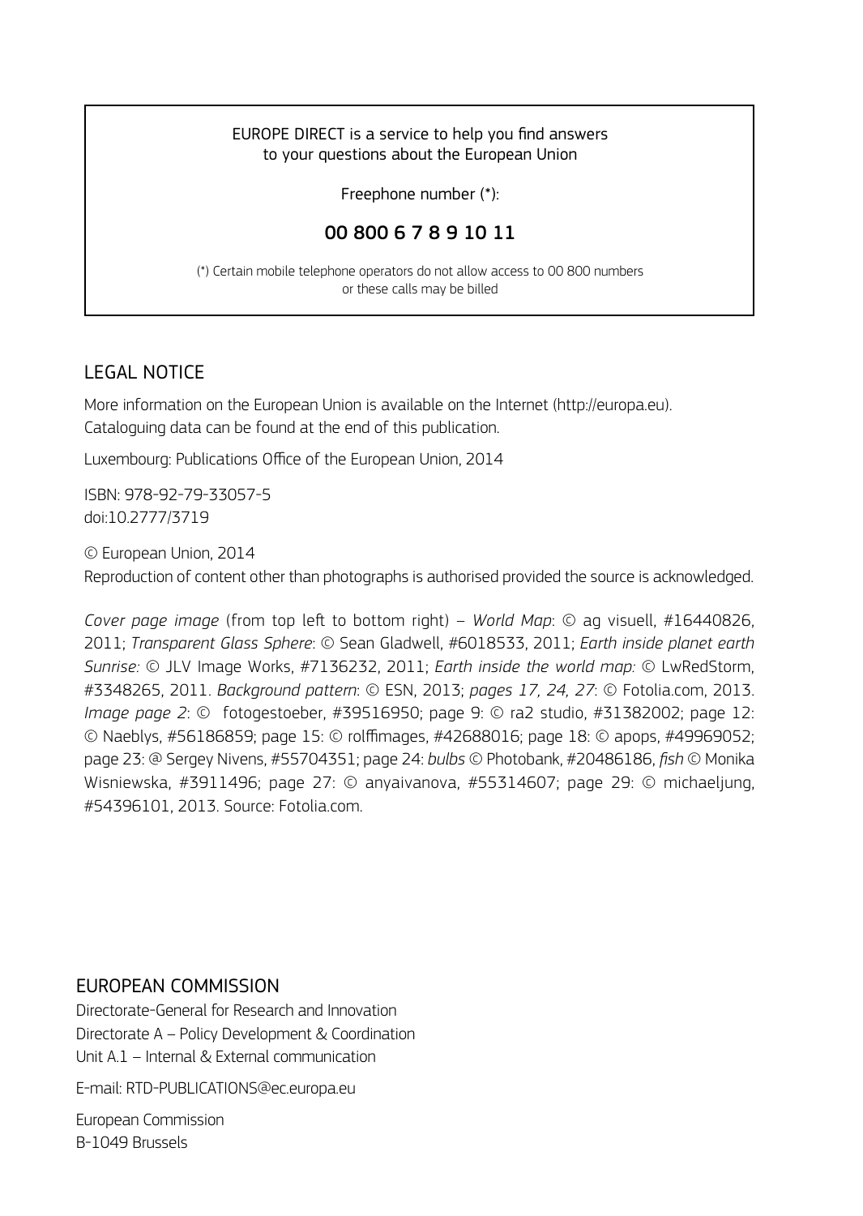EUROPE DIRECT is a service to help you find answers
to your questions about the European Union

Freephone number (*):

**00 800 6 7 8 9 10 11**

(*) Certain mobile telephone operators do not allow access to 00 800 numbers
or these calls may be billed

## LEGAL NOTICE

More information on the European Union is available on the Internet (http://europa.eu).
Cataloguing data can be found at the end of this publication.

Luxembourg: Publications Office of the European Union, 2014

ISBN: 978-92-79-33057-5
doi:10.2777/3719

© European Union, 2014
Reproduction of content other than photographs is authorised provided the source is acknowledged.

*Cover page image* (from top left to bottom right) – *World Map*: © ag visuell, #16440826, 2011; *Transparent Glass Sphere*: © Sean Gladwell, #6018533, 2011; *Earth inside planet earth Sunrise:* © JLV Image Works, #7136232, 2011; *Earth inside the world map:* © LwRedStorm, #3348265, 2011. *Background pattern*: © ESN, 2013; *pages 17, 24, 27*: © Fotolia.com, 2013. *Image page 2*: © fotogestoeber, #39516950; page 9: © ra2 studio, #31382002; page 12: © Naeblys, #56186859; page 15: © rolffimages, #42688016; page 18: © apops, #49969052; page 23: @ Sergey Nivens, #55704351; page 24: *bulbs* © Photobank, #20486186, *fish* © Monika Wisniewska, #3911496; page 27: © anyaivanova, #55314607; page 29: © michaeljung, #54396101, 2013. Source: Fotolia.com.

## EUROPEAN COMMISSION

Directorate-General for Research and Innovation
Directorate A – Policy Development & Coordination
Unit A.1 – Internal & External communication

E-mail: RTD-PUBLICATIONS@ec.europa.eu

European Commission
B-1049 Brussels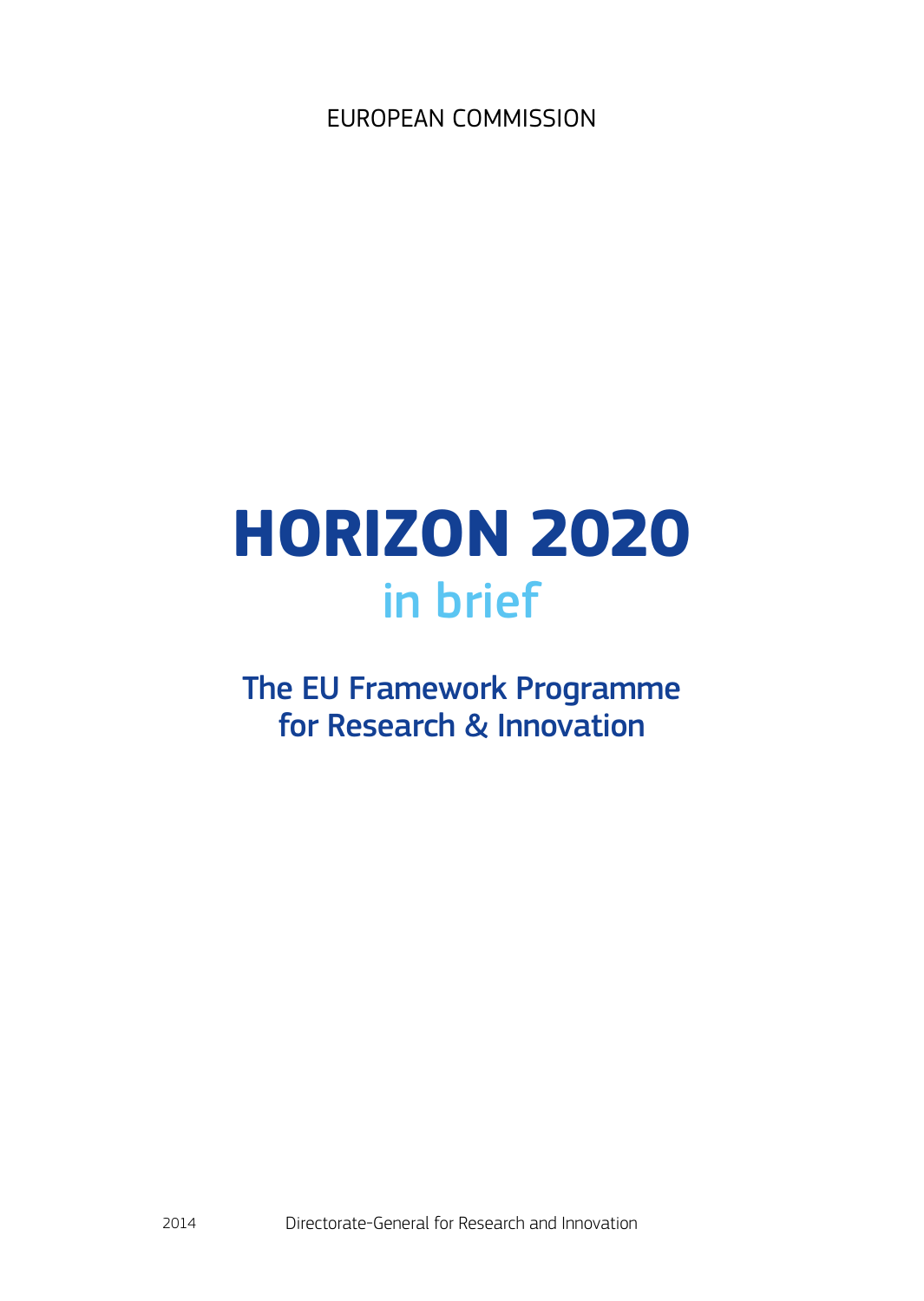EUROPEAN COMMISSION

# HORIZON 2020

## in brief

## The EU Framework Programme for Research & Innovation

2014

Directorate-General for Research and Innovation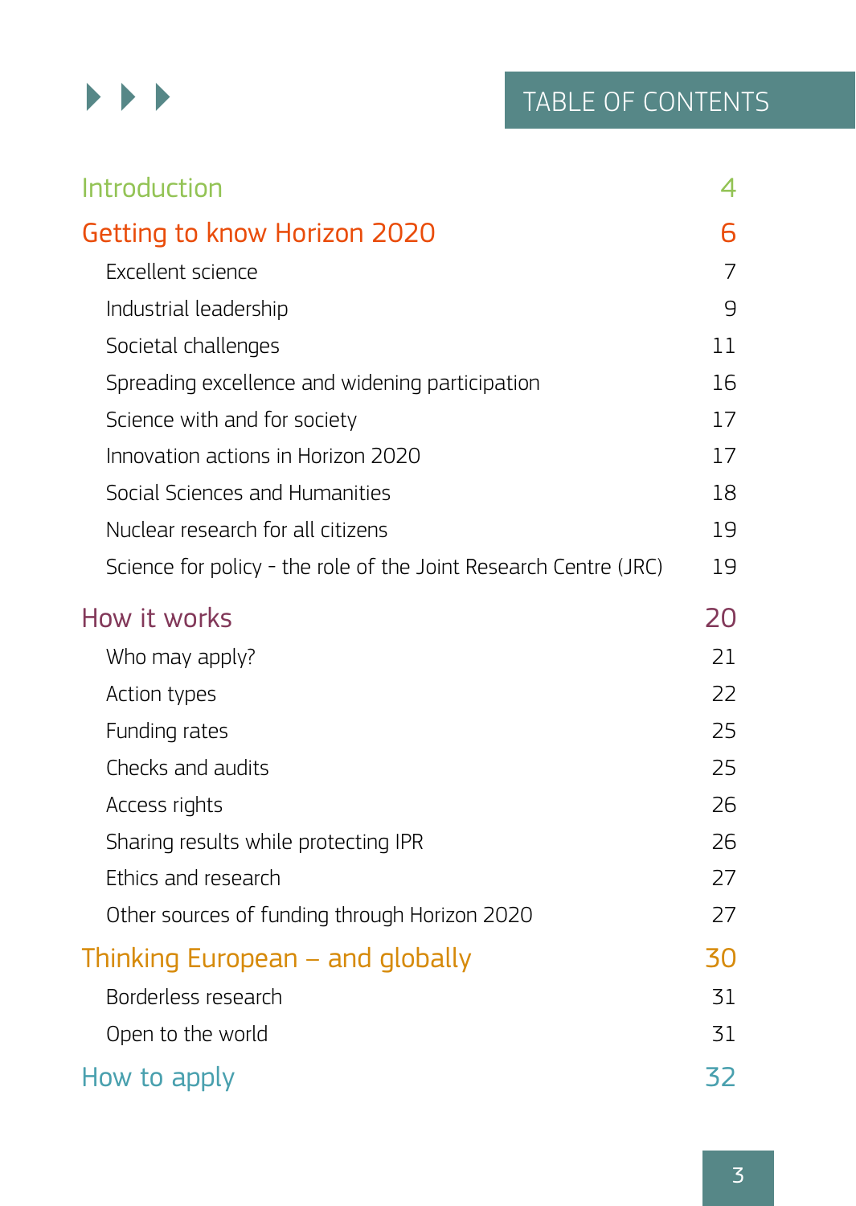# TABLE OF CONTENTS

| | |
|---|---|
| **Introduction** | **4** |
| **Getting to know Horizon 2020** | **6** |
| Excellent science | 7 |
| Industrial leadership | 9 |
| Societal challenges | 11 |
| Spreading excellence and widening participation | 16 |
| Science with and for society | 17 |
| Innovation actions in Horizon 2020 | 17 |
| Social Sciences and Humanities | 18 |
| Nuclear research for all citizens | 19 |
| Science for policy - the role of the Joint Research Centre (JRC) | 19 |
| **How it works** | **20** |
| Who may apply? | 21 |
| Action types | 22 |
| Funding rates | 25 |
| Checks and audits | 25 |
| Access rights | 26 |
| Sharing results while protecting IPR | 26 |
| Ethics and research | 27 |
| Other sources of funding through Horizon 2020 | 27 |
| **Thinking European – and globally** | **30** |
| Borderless research | 31 |
| Open to the world | 31 |
| **How to apply** | **32** |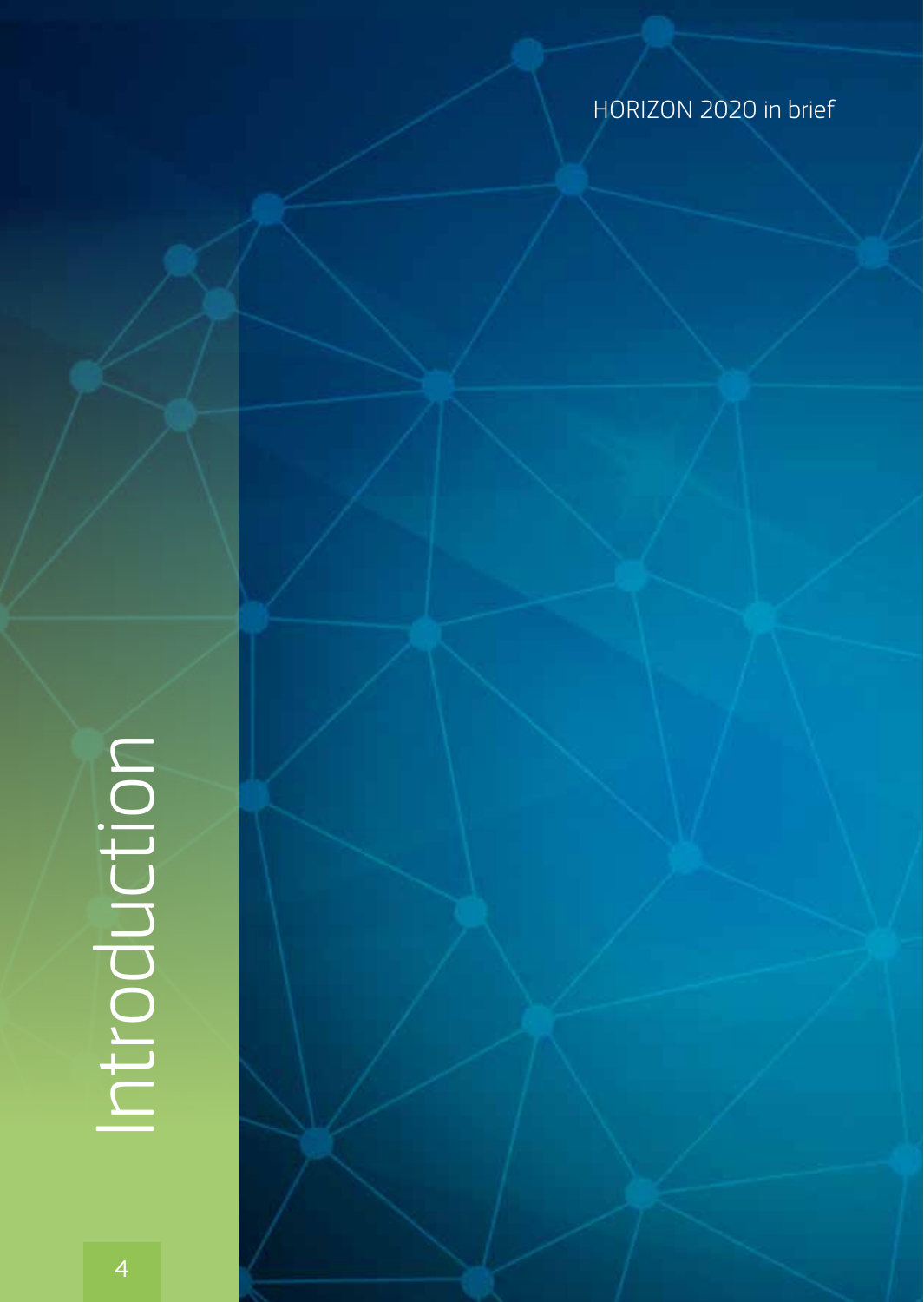# Introduction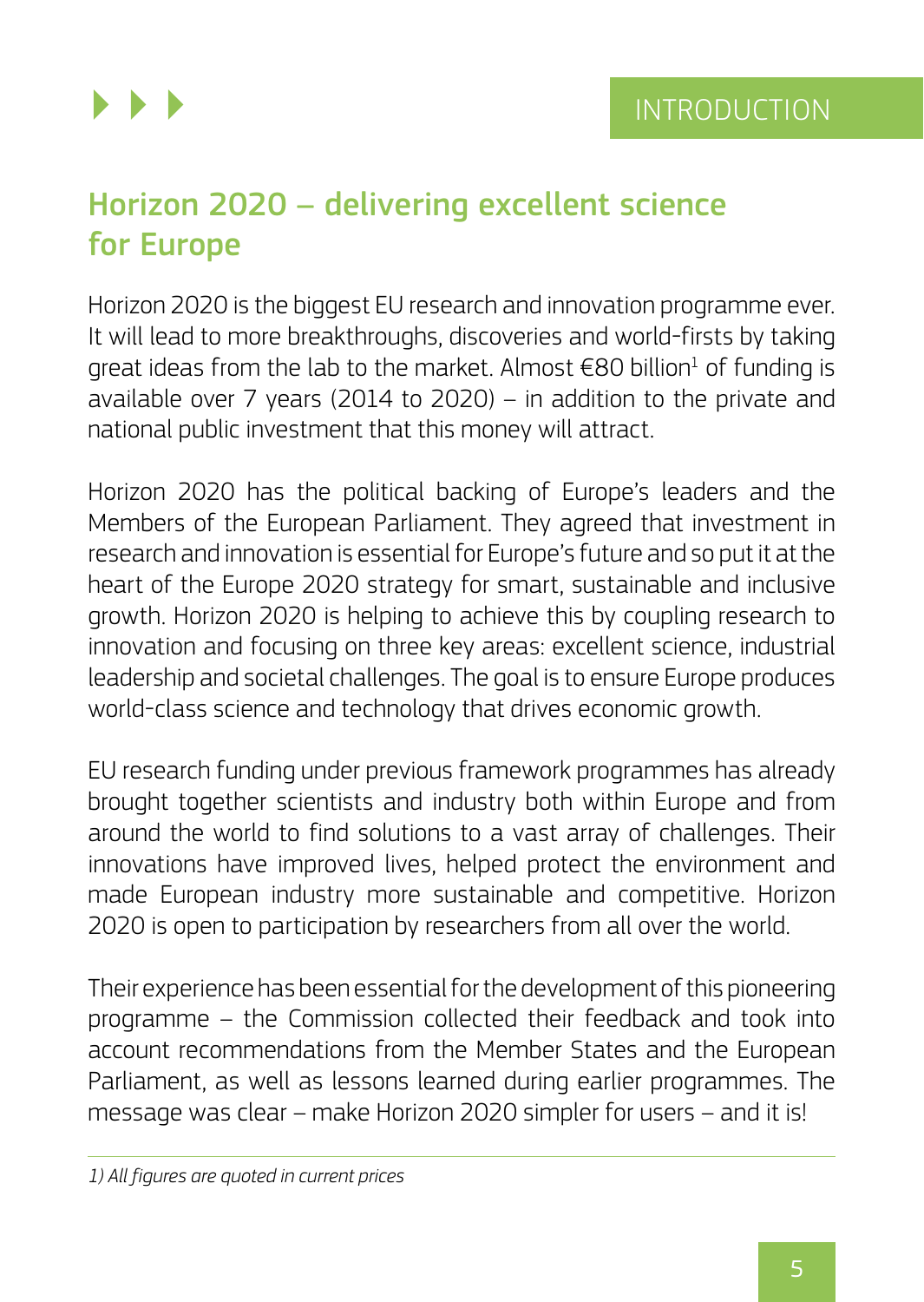INTRODUCTION

## Horizon 2020 – delivering excellent science for Europe

Horizon 2020 is the biggest EU research and innovation programme ever. It will lead to more breakthroughs, discoveries and world-firsts by taking great ideas from the lab to the market. Almost €80 billion[1] of funding is available over 7 years (2014 to 2020) – in addition to the private and national public investment that this money will attract.

Horizon 2020 has the political backing of Europe's leaders and the Members of the European Parliament. They agreed that investment in research and innovation is essential for Europe's future and so put it at the heart of the Europe 2020 strategy for smart, sustainable and inclusive growth. Horizon 2020 is helping to achieve this by coupling research to innovation and focusing on three key areas: excellent science, industrial leadership and societal challenges. The goal is to ensure Europe produces world-class science and technology that drives economic growth.

EU research funding under previous framework programmes has already brought together scientists and industry both within Europe and from around the world to find solutions to a vast array of challenges. Their innovations have improved lives, helped protect the environment and made European industry more sustainable and competitive. Horizon 2020 is open to participation by researchers from all over the world.

Their experience has been essential for the development of this pioneering programme – the Commission collected their feedback and took into account recommendations from the Member States and the European Parliament, as well as lessons learned during earlier programmes. The message was clear – make Horizon 2020 simpler for users – and it is!

---

*1) All figures are quoted in current prices*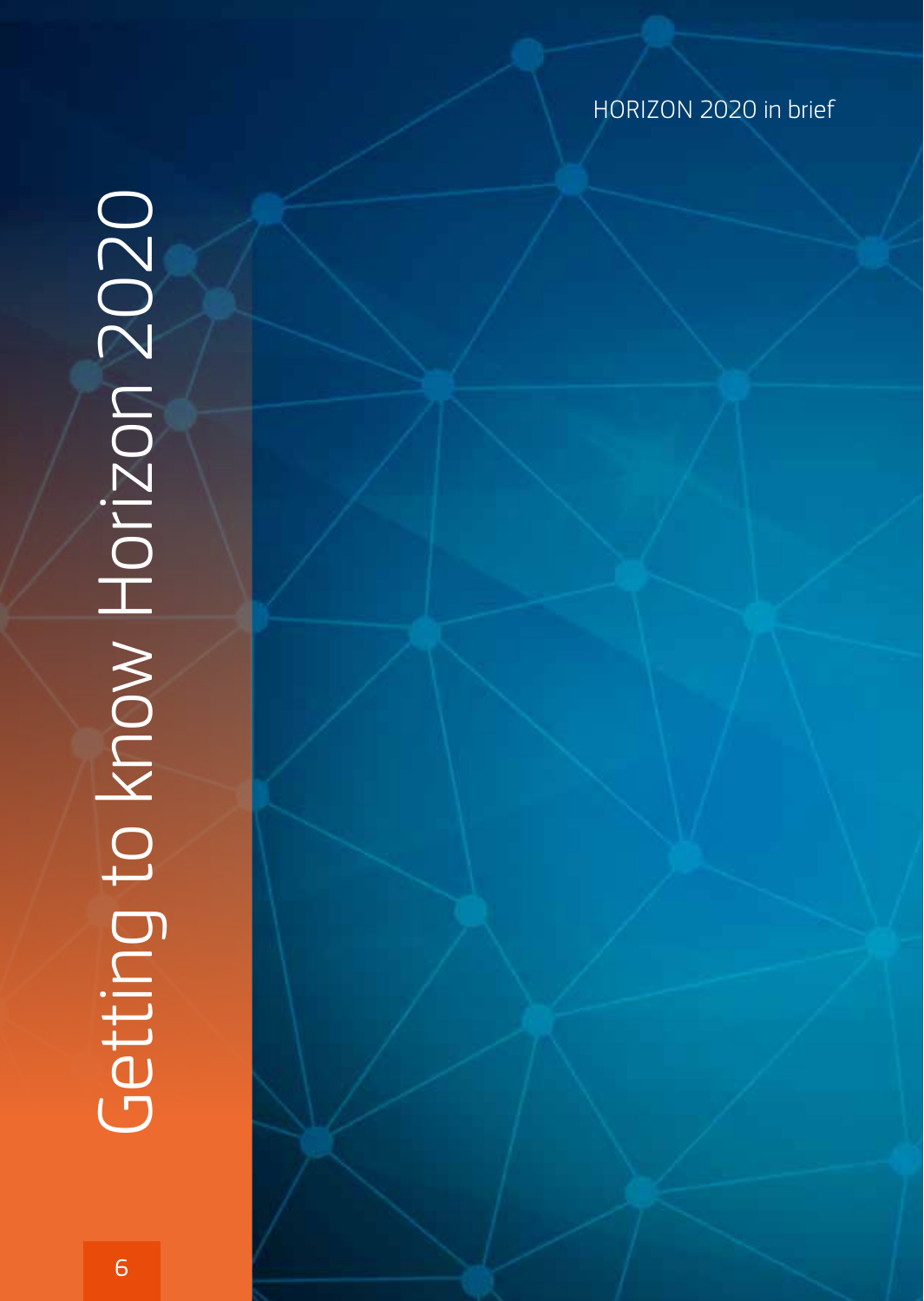# Getting to know Horizon 2020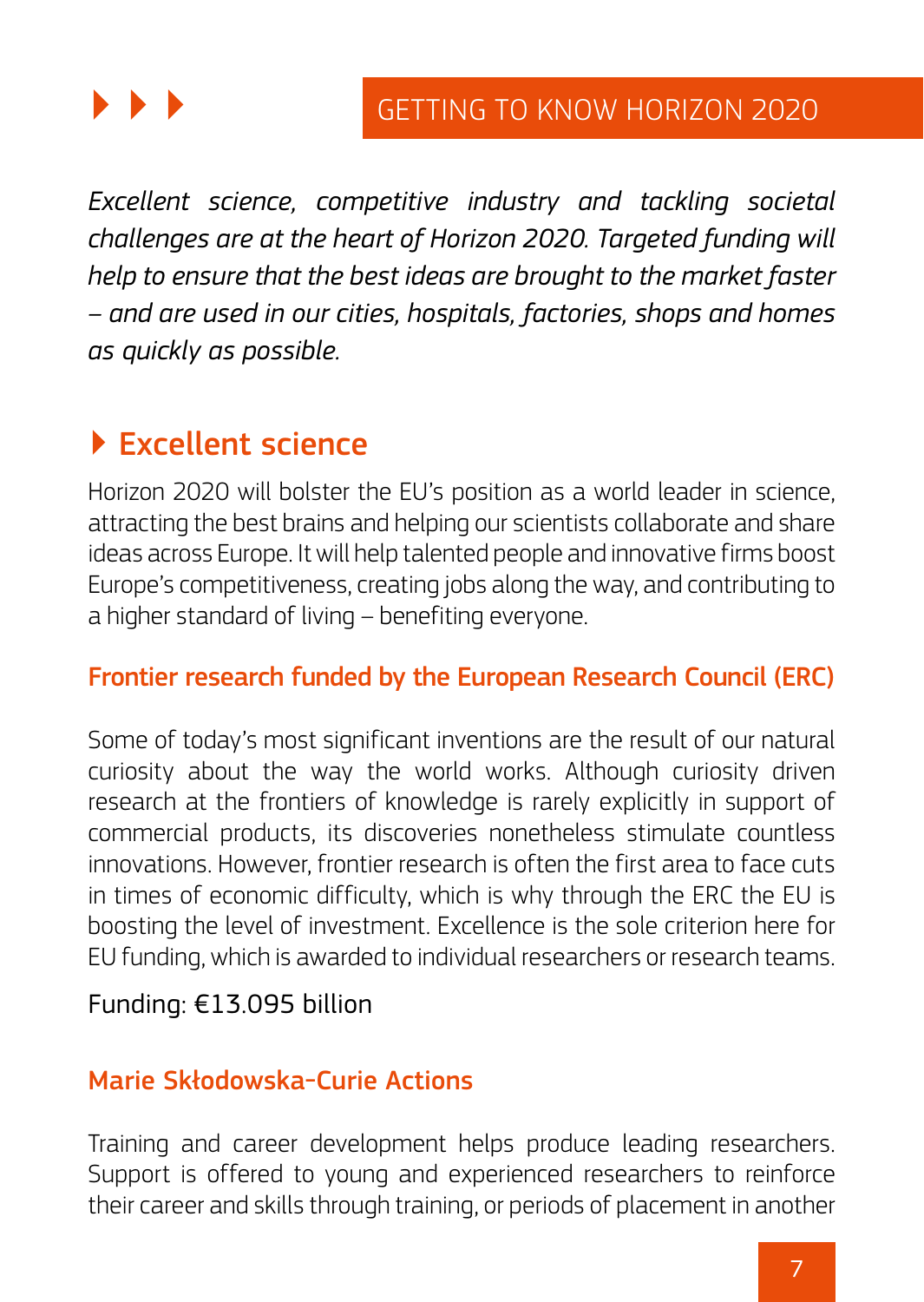*Excellent science, competitive industry and tackling societal challenges are at the heart of Horizon 2020. Targeted funding will help to ensure that the best ideas are brought to the market faster – and are used in our cities, hospitals, factories, shops and homes as quickly as possible.*

## Excellent science

Horizon 2020 will bolster the EU's position as a world leader in science, attracting the best brains and helping our scientists collaborate and share ideas across Europe. It will help talented people and innovative firms boost Europe's competitiveness, creating jobs along the way, and contributing to a higher standard of living – benefiting everyone.

### Frontier research funded by the European Research Council (ERC)

Some of today's most significant inventions are the result of our natural curiosity about the way the world works. Although curiosity driven research at the frontiers of knowledge is rarely explicitly in support of commercial products, its discoveries nonetheless stimulate countless innovations. However, frontier research is often the first area to face cuts in times of economic difficulty, which is why through the ERC the EU is boosting the level of investment. Excellence is the sole criterion here for EU funding, which is awarded to individual researchers or research teams.

Funding: €13.095 billion

### Marie Skłodowska-Curie Actions

Training and career development helps produce leading researchers. Support is offered to young and experienced researchers to reinforce their career and skills through training, or periods of placement in another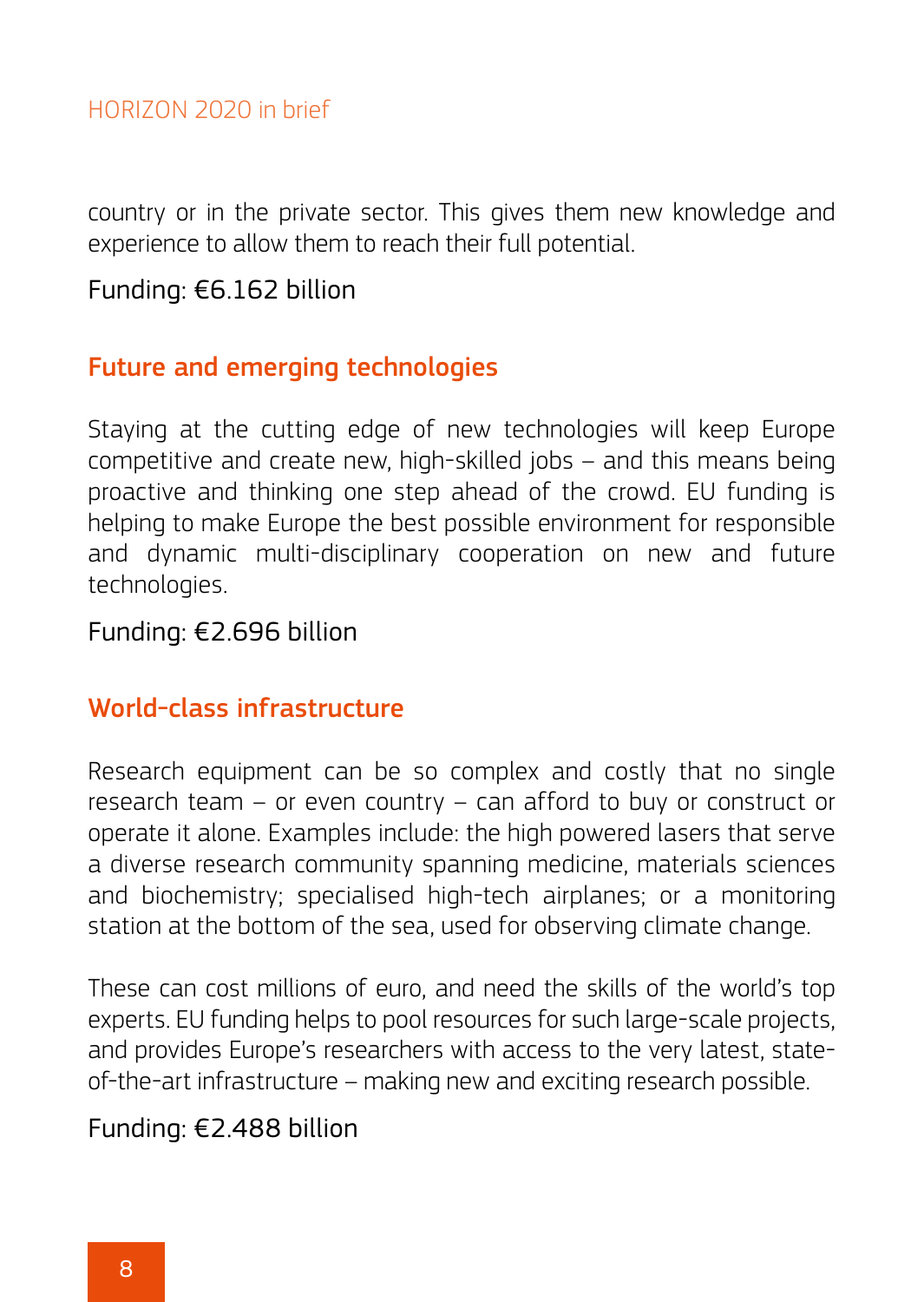country or in the private sector. This gives them new knowledge and experience to allow them to reach their full potential.

Funding: €6.162 billion

## Future and emerging technologies

Staying at the cutting edge of new technologies will keep Europe competitive and create new, high-skilled jobs – and this means being proactive and thinking one step ahead of the crowd. EU funding is helping to make Europe the best possible environment for responsible and dynamic multi-disciplinary cooperation on new and future technologies.

Funding: €2.696 billion

## World-class infrastructure

Research equipment can be so complex and costly that no single research team – or even country – can afford to buy or construct or operate it alone. Examples include: the high powered lasers that serve a diverse research community spanning medicine, materials sciences and biochemistry; specialised high-tech airplanes; or a monitoring station at the bottom of the sea, used for observing climate change.

These can cost millions of euro, and need the skills of the world's top experts. EU funding helps to pool resources for such large-scale projects, and provides Europe's researchers with access to the very latest, state-of-the-art infrastructure – making new and exciting research possible.

Funding: €2.488 billion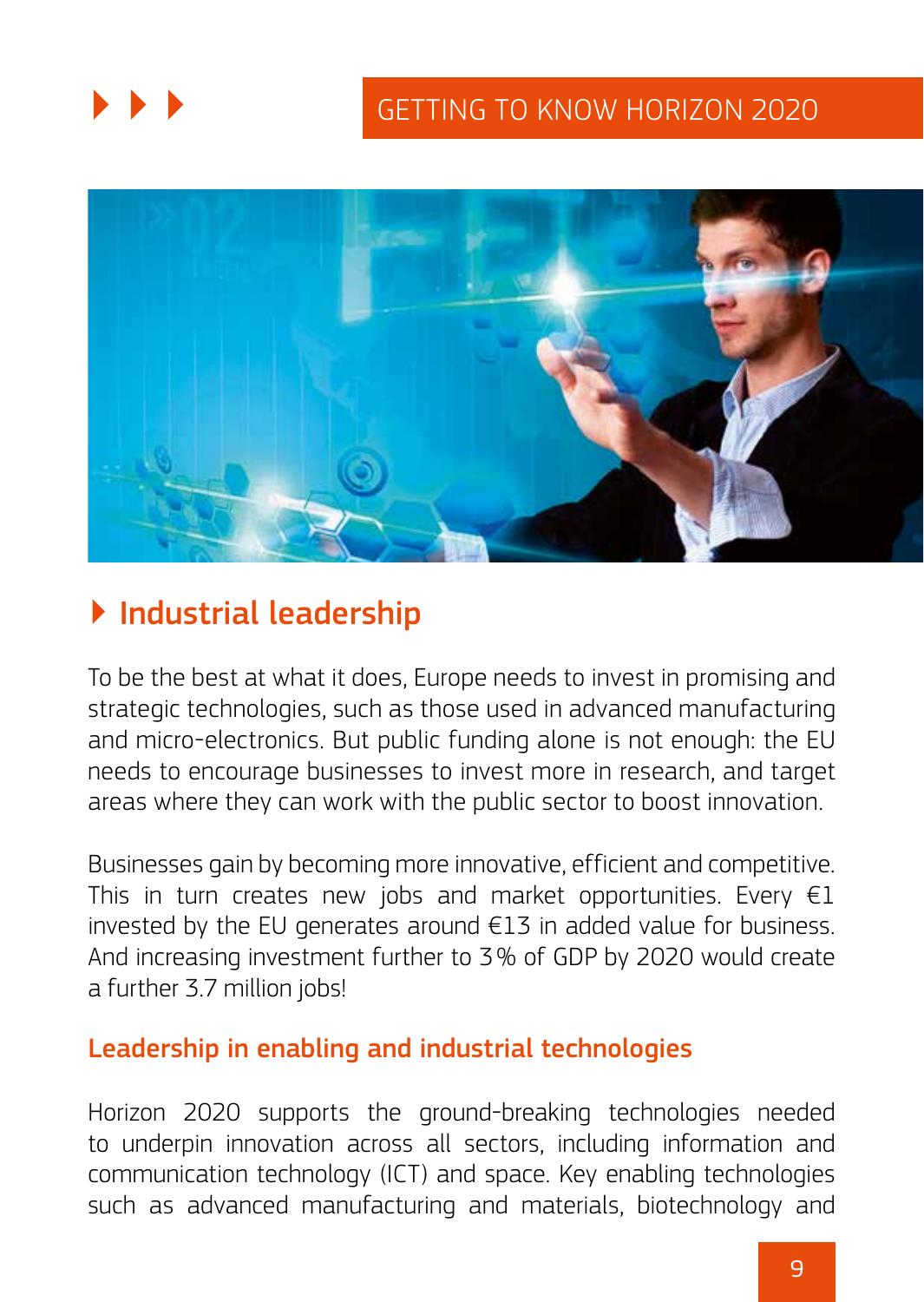## Industrial leadership

To be the best at what it does, Europe needs to invest in promising and strategic technologies, such as those used in advanced manufacturing and micro-electronics. But public funding alone is not enough: the EU needs to encourage businesses to invest more in research, and target areas where they can work with the public sector to boost innovation.

Businesses gain by becoming more innovative, efficient and competitive. This in turn creates new jobs and market opportunities. Every €1 invested by the EU generates around €13 in added value for business. And increasing investment further to 3 % of GDP by 2020 would create a further 3.7 million jobs!

### Leadership in enabling and industrial technologies

Horizon 2020 supports the ground-breaking technologies needed to underpin innovation across all sectors, including information and communication technology (ICT) and space. Key enabling technologies such as advanced manufacturing and materials, biotechnology and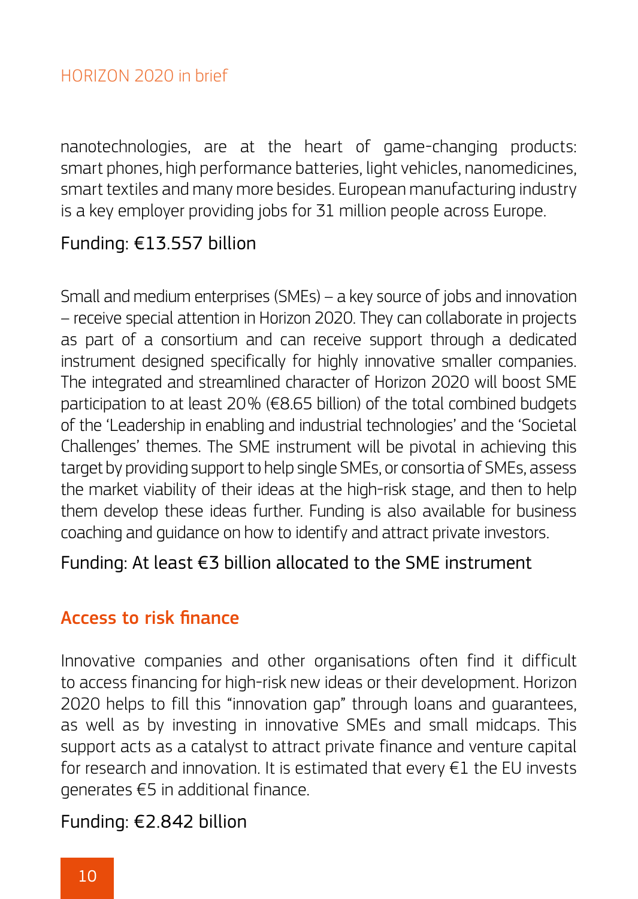nanotechnologies, are at the heart of game-changing products: smart phones, high performance batteries, light vehicles, nanomedicines, smart textiles and many more besides. European manufacturing industry is a key employer providing jobs for 31 million people across Europe.

Funding: €13.557 billion

Small and medium enterprises (SMEs) – a key source of jobs and innovation – receive special attention in Horizon 2020. They can collaborate in projects as part of a consortium and can receive support through a dedicated instrument designed specifically for highly innovative smaller companies. The integrated and streamlined character of Horizon 2020 will boost SME participation to at least 20% (€8.65 billion) of the total combined budgets of the 'Leadership in enabling and industrial technologies' and the 'Societal Challenges' themes. The SME instrument will be pivotal in achieving this target by providing support to help single SMEs, or consortia of SMEs, assess the market viability of their ideas at the high-risk stage, and then to help them develop these ideas further. Funding is also available for business coaching and guidance on how to identify and attract private investors.

Funding: At least €3 billion allocated to the SME instrument

## Access to risk finance

Innovative companies and other organisations often find it difficult to access financing for high-risk new ideas or their development. Horizon 2020 helps to fill this "innovation gap" through loans and guarantees, as well as by investing in innovative SMEs and small midcaps. This support acts as a catalyst to attract private finance and venture capital for research and innovation. It is estimated that every €1 the EU invests generates €5 in additional finance.

Funding: €2.842 billion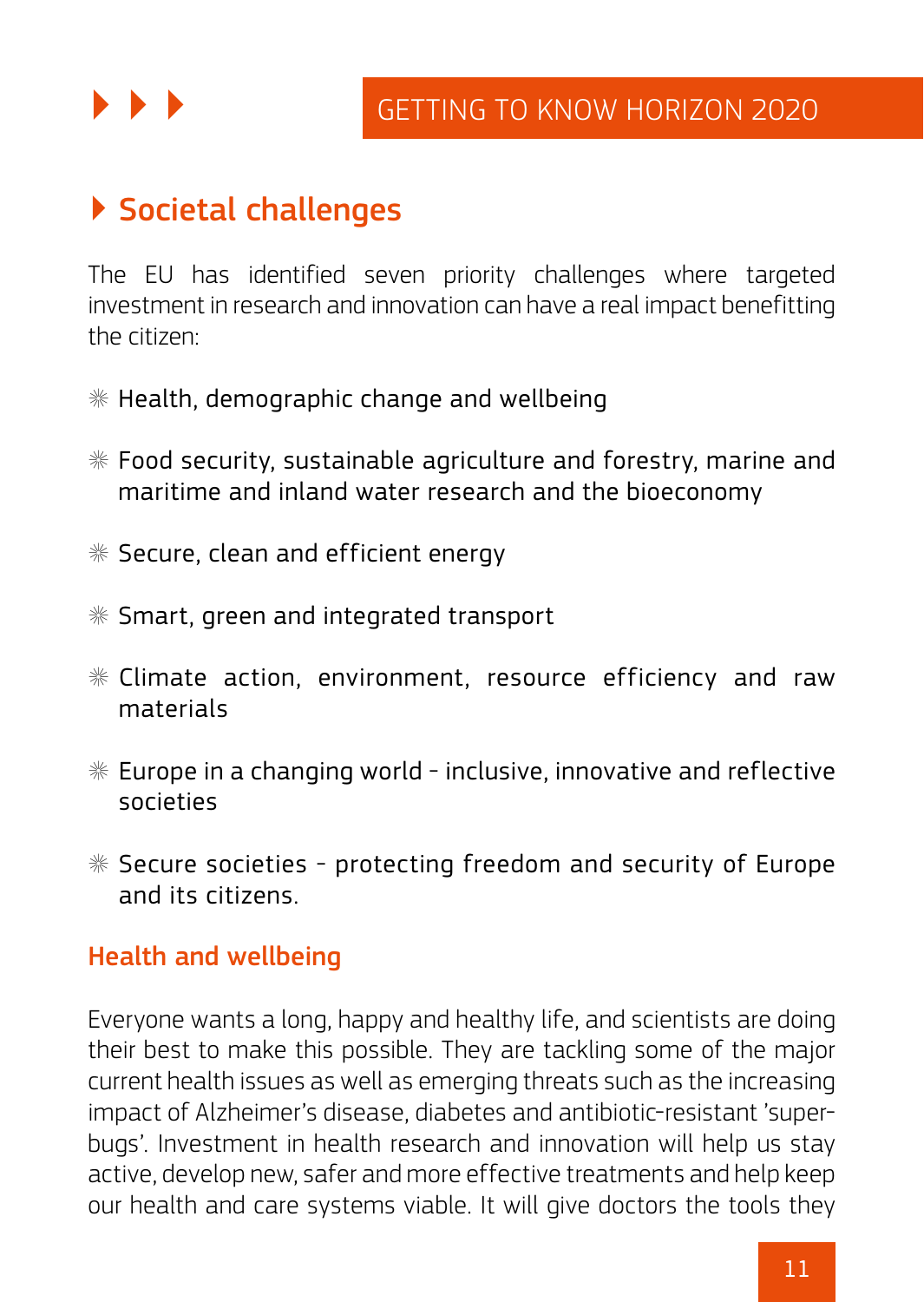## Societal challenges

The EU has identified seven priority challenges where targeted investment in research and innovation can have a real impact benefitting the citizen:

- Health, demographic change and wellbeing
- Food security, sustainable agriculture and forestry, marine and maritime and inland water research and the bioeconomy
- Secure, clean and efficient energy
- Smart, green and integrated transport
- Climate action, environment, resource efficiency and raw materials
- Europe in a changing world - inclusive, innovative and reflective societies
- Secure societies - protecting freedom and security of Europe and its citizens.

### Health and wellbeing

Everyone wants a long, happy and healthy life, and scientists are doing their best to make this possible. They are tackling some of the major current health issues as well as emerging threats such as the increasing impact of Alzheimer's disease, diabetes and antibiotic-resistant 'super-bugs'. Investment in health research and innovation will help us stay active, develop new, safer and more effective treatments and help keep our health and care systems viable. It will give doctors the tools they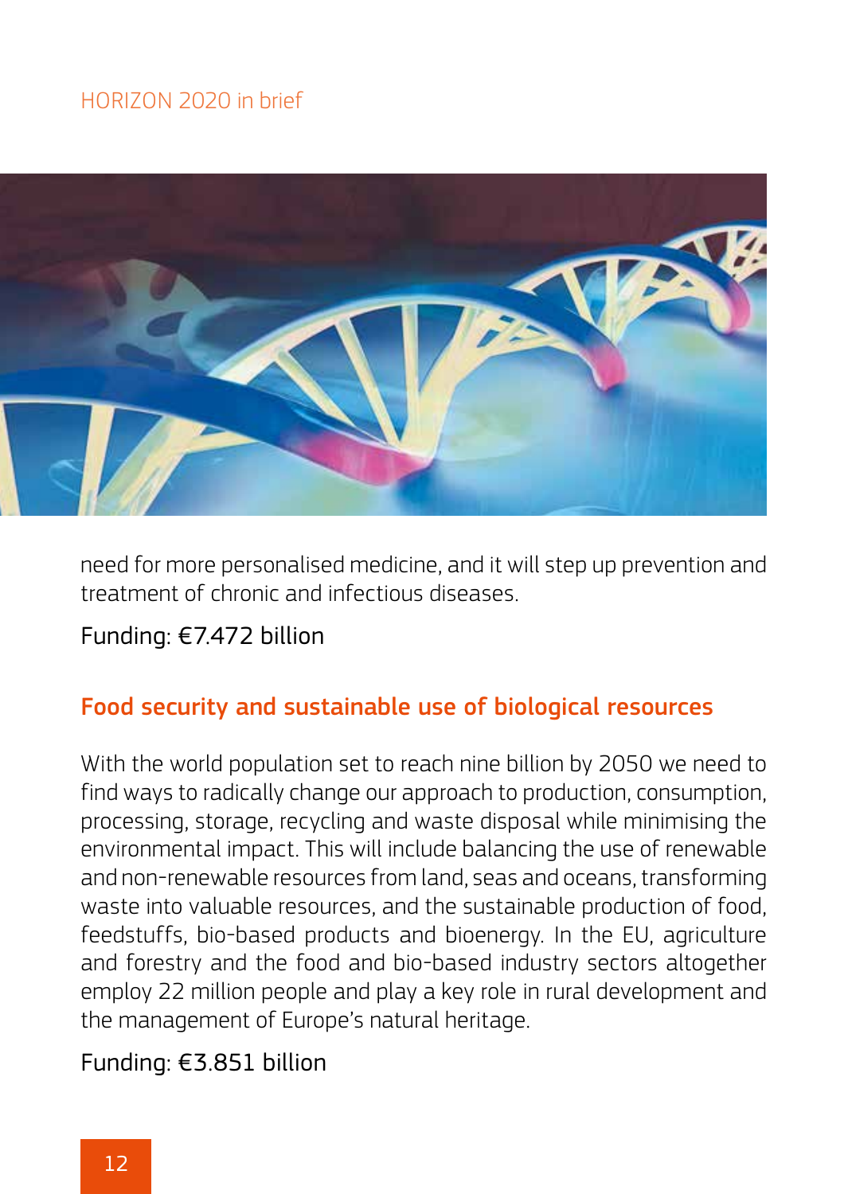need for more personalised medicine, and it will step up prevention and treatment of chronic and infectious diseases.

Funding: €7.472 billion

## Food security and sustainable use of biological resources

With the world population set to reach nine billion by 2050 we need to find ways to radically change our approach to production, consumption, processing, storage, recycling and waste disposal while minimising the environmental impact. This will include balancing the use of renewable and non-renewable resources from land, seas and oceans, transforming waste into valuable resources, and the sustainable production of food, feedstuffs, bio-based products and bioenergy. In the EU, agriculture and forestry and the food and bio-based industry sectors altogether employ 22 million people and play a key role in rural development and the management of Europe's natural heritage.

Funding: €3.851 billion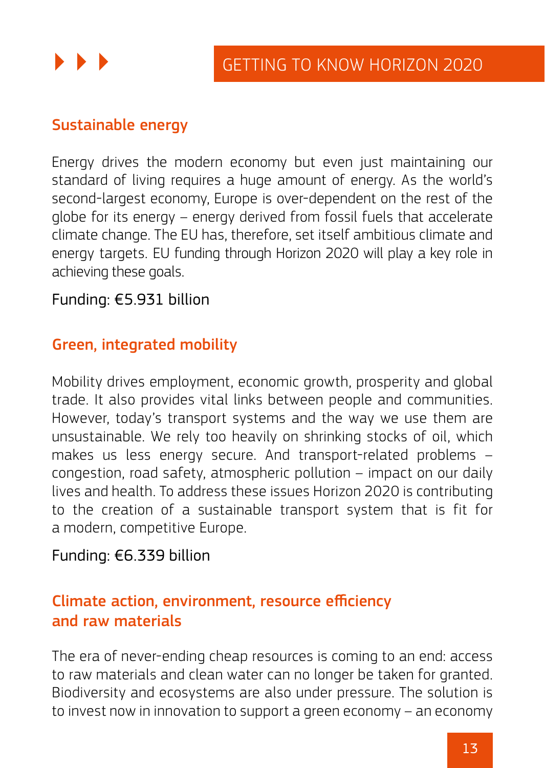### Sustainable energy

Energy drives the modern economy but even just maintaining our standard of living requires a huge amount of energy. As the world's second-largest economy, Europe is over-dependent on the rest of the globe for its energy – energy derived from fossil fuels that accelerate climate change. The EU has, therefore, set itself ambitious climate and energy targets. EU funding through Horizon 2020 will play a key role in achieving these goals.

Funding: €5.931 billion

### Green, integrated mobility

Mobility drives employment, economic growth, prosperity and global trade. It also provides vital links between people and communities. However, today's transport systems and the way we use them are unsustainable. We rely too heavily on shrinking stocks of oil, which makes us less energy secure. And transport-related problems – congestion, road safety, atmospheric pollution – impact on our daily lives and health. To address these issues Horizon 2020 is contributing to the creation of a sustainable transport system that is fit for a modern, competitive Europe.

Funding: €6.339 billion

### Climate action, environment, resource efficiency and raw materials

The era of never-ending cheap resources is coming to an end: access to raw materials and clean water can no longer be taken for granted. Biodiversity and ecosystems are also under pressure. The solution is to invest now in innovation to support a green economy – an economy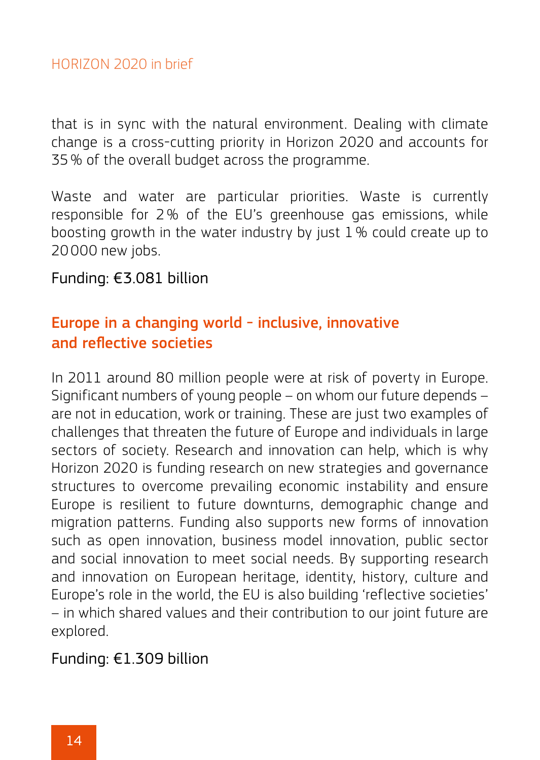that is in sync with the natural environment. Dealing with climate change is a cross-cutting priority in Horizon 2020 and accounts for 35 % of the overall budget across the programme.

Waste and water are particular priorities. Waste is currently responsible for 2 % of the EU's greenhouse gas emissions, while boosting growth in the water industry by just 1 % could create up to 20 000 new jobs.

Funding: €3.081 billion

## Europe in a changing world - inclusive, innovative and reflective societies

In 2011 around 80 million people were at risk of poverty in Europe. Significant numbers of young people – on whom our future depends – are not in education, work or training. These are just two examples of challenges that threaten the future of Europe and individuals in large sectors of society. Research and innovation can help, which is why Horizon 2020 is funding research on new strategies and governance structures to overcome prevailing economic instability and ensure Europe is resilient to future downturns, demographic change and migration patterns. Funding also supports new forms of innovation such as open innovation, business model innovation, public sector and social innovation to meet social needs. By supporting research and innovation on European heritage, identity, history, culture and Europe's role in the world, the EU is also building 'reflective societies' – in which shared values and their contribution to our joint future are explored.

Funding: €1.309 billion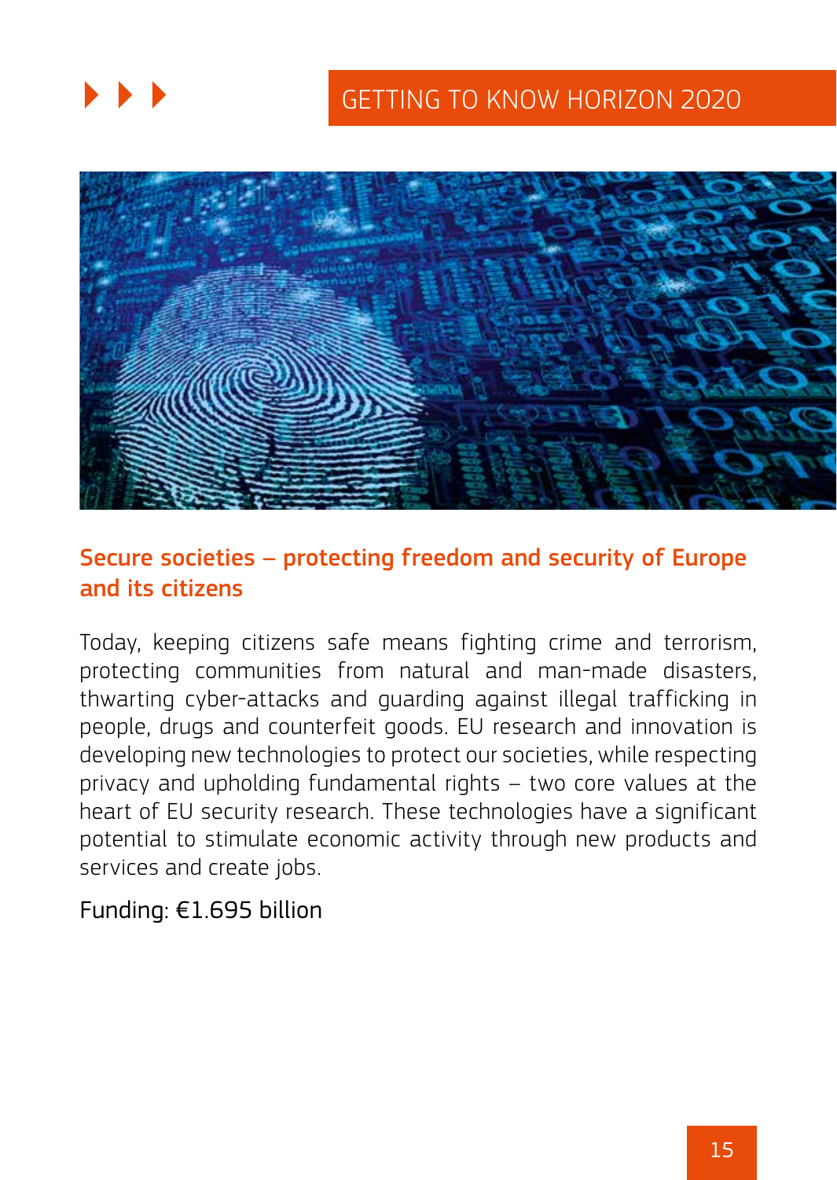## Secure societies – protecting freedom and security of Europe and its citizens

Today, keeping citizens safe means fighting crime and terrorism, protecting communities from natural and man-made disasters, thwarting cyber-attacks and guarding against illegal trafficking in people, drugs and counterfeit goods. EU research and innovation is developing new technologies to protect our societies, while respecting privacy and upholding fundamental rights – two core values at the heart of EU security research. These technologies have a significant potential to stimulate economic activity through new products and services and create jobs.

Funding: €1.695 billion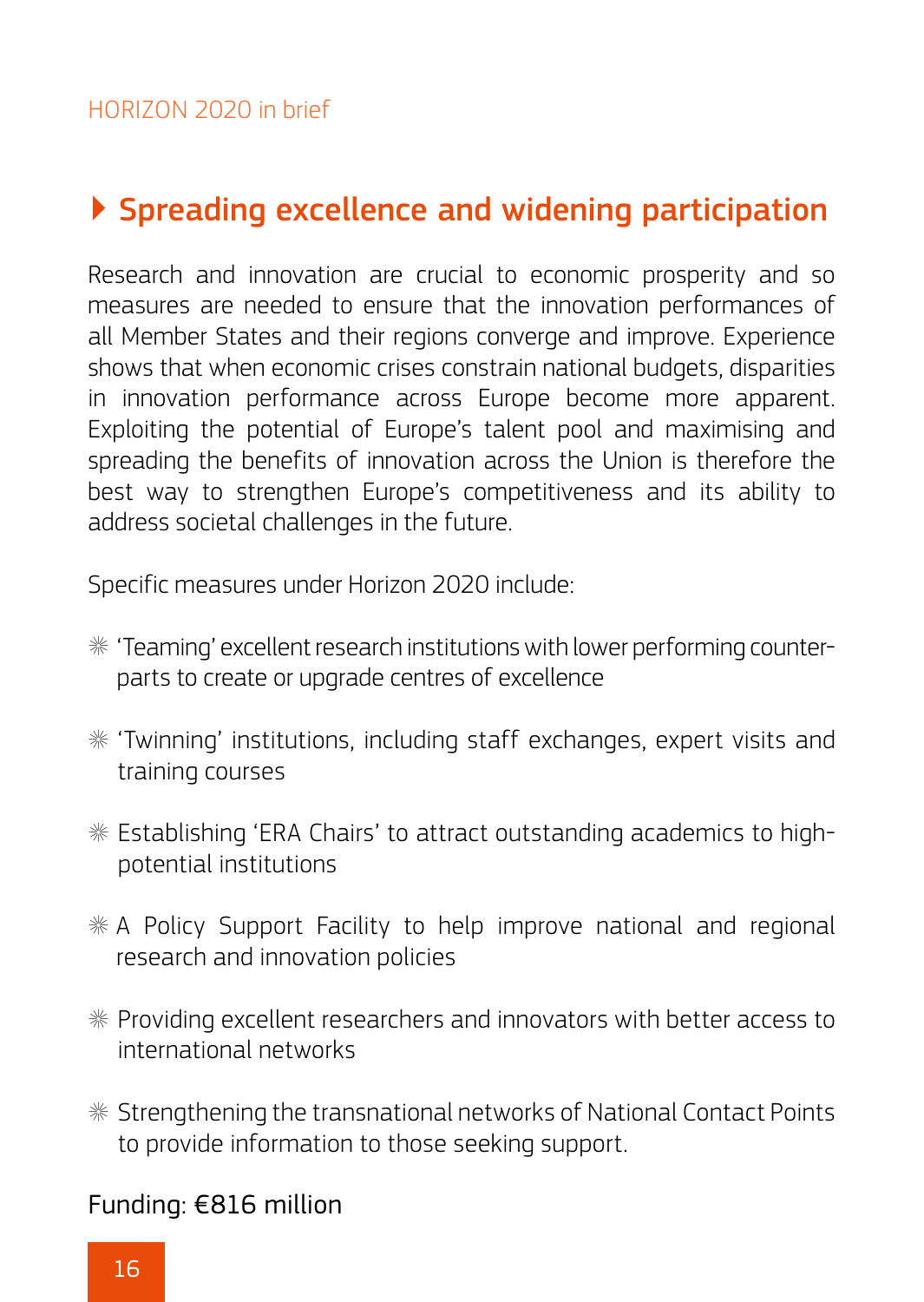## Spreading excellence and widening participation

Research and innovation are crucial to economic prosperity and so measures are needed to ensure that the innovation performances of all Member States and their regions converge and improve. Experience shows that when economic crises constrain national budgets, disparities in innovation performance across Europe become more apparent. Exploiting the potential of Europe's talent pool and maximising and spreading the benefits of innovation across the Union is therefore the best way to strengthen Europe's competitiveness and its ability to address societal challenges in the future.

Specific measures under Horizon 2020 include:

- 'Teaming' excellent research institutions with lower performing counterparts to create or upgrade centres of excellence
- 'Twinning' institutions, including staff exchanges, expert visits and training courses
- Establishing 'ERA Chairs' to attract outstanding academics to high-potential institutions
- A Policy Support Facility to help improve national and regional research and innovation policies
- Providing excellent researchers and innovators with better access to international networks
- Strengthening the transnational networks of National Contact Points to provide information to those seeking support.

Funding: €816 million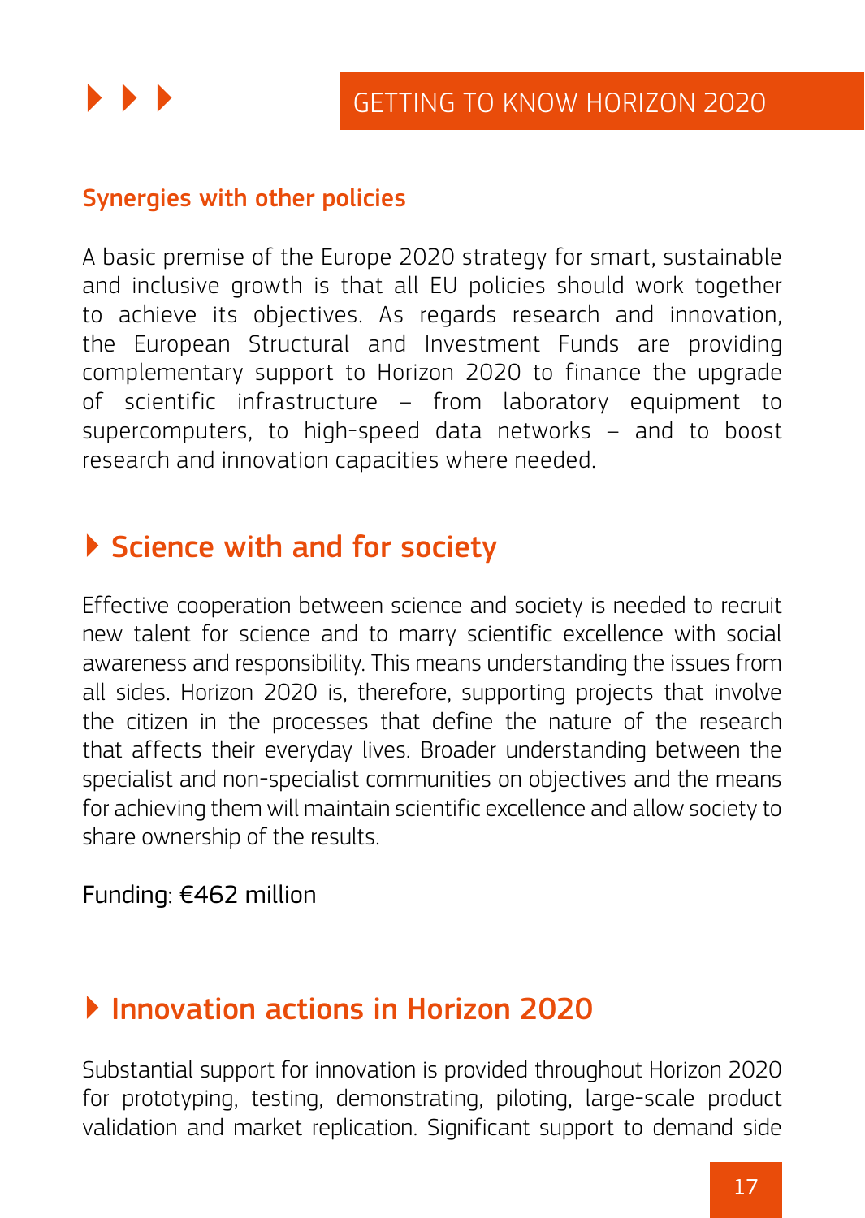### Synergies with other policies

A basic premise of the Europe 2020 strategy for smart, sustainable and inclusive growth is that all EU policies should work together to achieve its objectives. As regards research and innovation, the European Structural and Investment Funds are providing complementary support to Horizon 2020 to finance the upgrade of scientific infrastructure – from laboratory equipment to supercomputers, to high-speed data networks – and to boost research and innovation capacities where needed.

## Science with and for society

Effective cooperation between science and society is needed to recruit new talent for science and to marry scientific excellence with social awareness and responsibility. This means understanding the issues from all sides. Horizon 2020 is, therefore, supporting projects that involve the citizen in the processes that define the nature of the research that affects their everyday lives. Broader understanding between the specialist and non-specialist communities on objectives and the means for achieving them will maintain scientific excellence and allow society to share ownership of the results.

Funding: €462 million

## Innovation actions in Horizon 2020

Substantial support for innovation is provided throughout Horizon 2020 for prototyping, testing, demonstrating, piloting, large-scale product validation and market replication. Significant support to demand side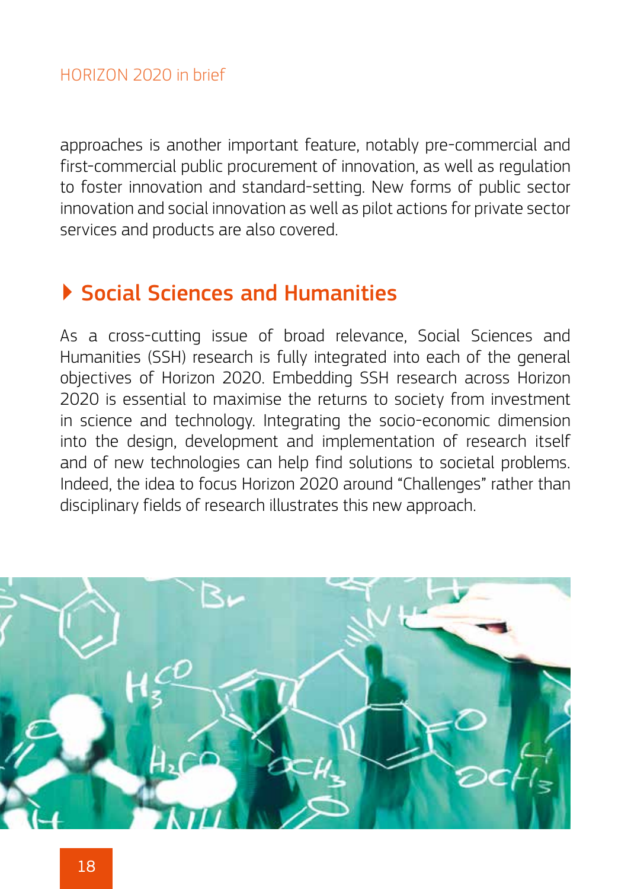approaches is another important feature, notably pre-commercial and first-commercial public procurement of innovation, as well as regulation to foster innovation and standard-setting. New forms of public sector innovation and social innovation as well as pilot actions for private sector services and products are also covered.

## Social Sciences and Humanities

As a cross-cutting issue of broad relevance, Social Sciences and Humanities (SSH) research is fully integrated into each of the general objectives of Horizon 2020. Embedding SSH research across Horizon 2020 is essential to maximise the returns to society from investment in science and technology. Integrating the socio-economic dimension into the design, development and implementation of research itself and of new technologies can help find solutions to societal problems. Indeed, the idea to focus Horizon 2020 around "Challenges" rather than disciplinary fields of research illustrates this new approach.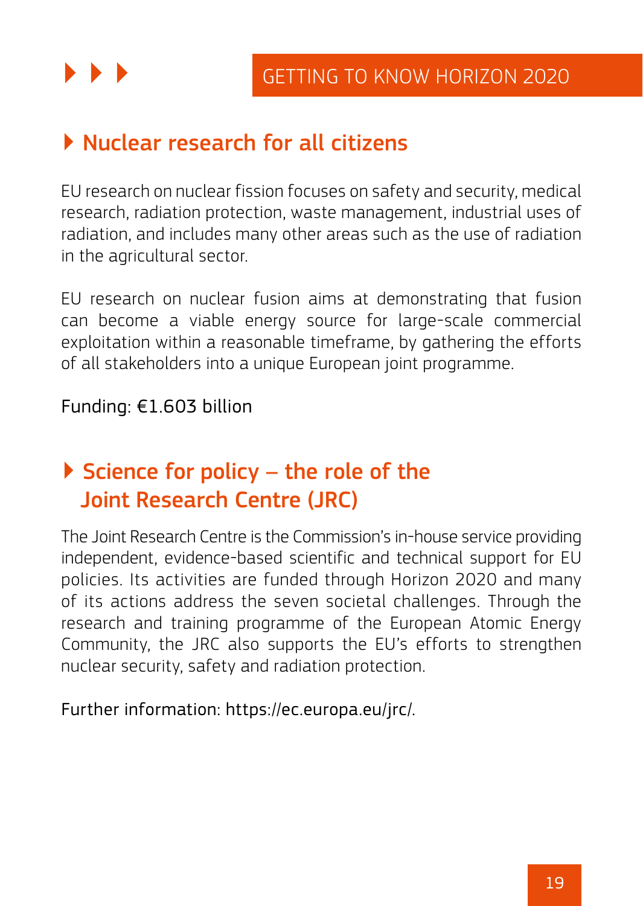## Nuclear research for all citizens

EU research on nuclear fission focuses on safety and security, medical research, radiation protection, waste management, industrial uses of radiation, and includes many other areas such as the use of radiation in the agricultural sector.

EU research on nuclear fusion aims at demonstrating that fusion can become a viable energy source for large-scale commercial exploitation within a reasonable timeframe, by gathering the efforts of all stakeholders into a unique European joint programme.

Funding: €1.603 billion

## Science for policy – the role of the Joint Research Centre (JRC)

The Joint Research Centre is the Commission's in-house service providing independent, evidence-based scientific and technical support for EU policies. Its activities are funded through Horizon 2020 and many of its actions address the seven societal challenges. Through the research and training programme of the European Atomic Energy Community, the JRC also supports the EU's efforts to strengthen nuclear security, safety and radiation protection.

Further information: https://ec.europa.eu/jrc/.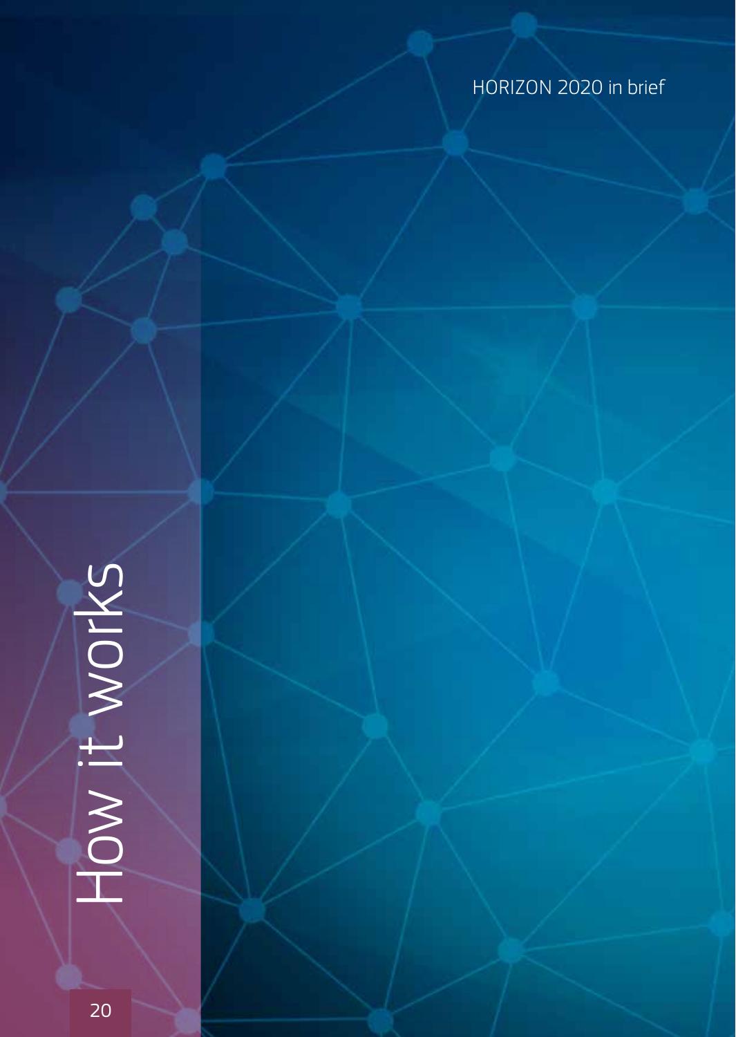# How it works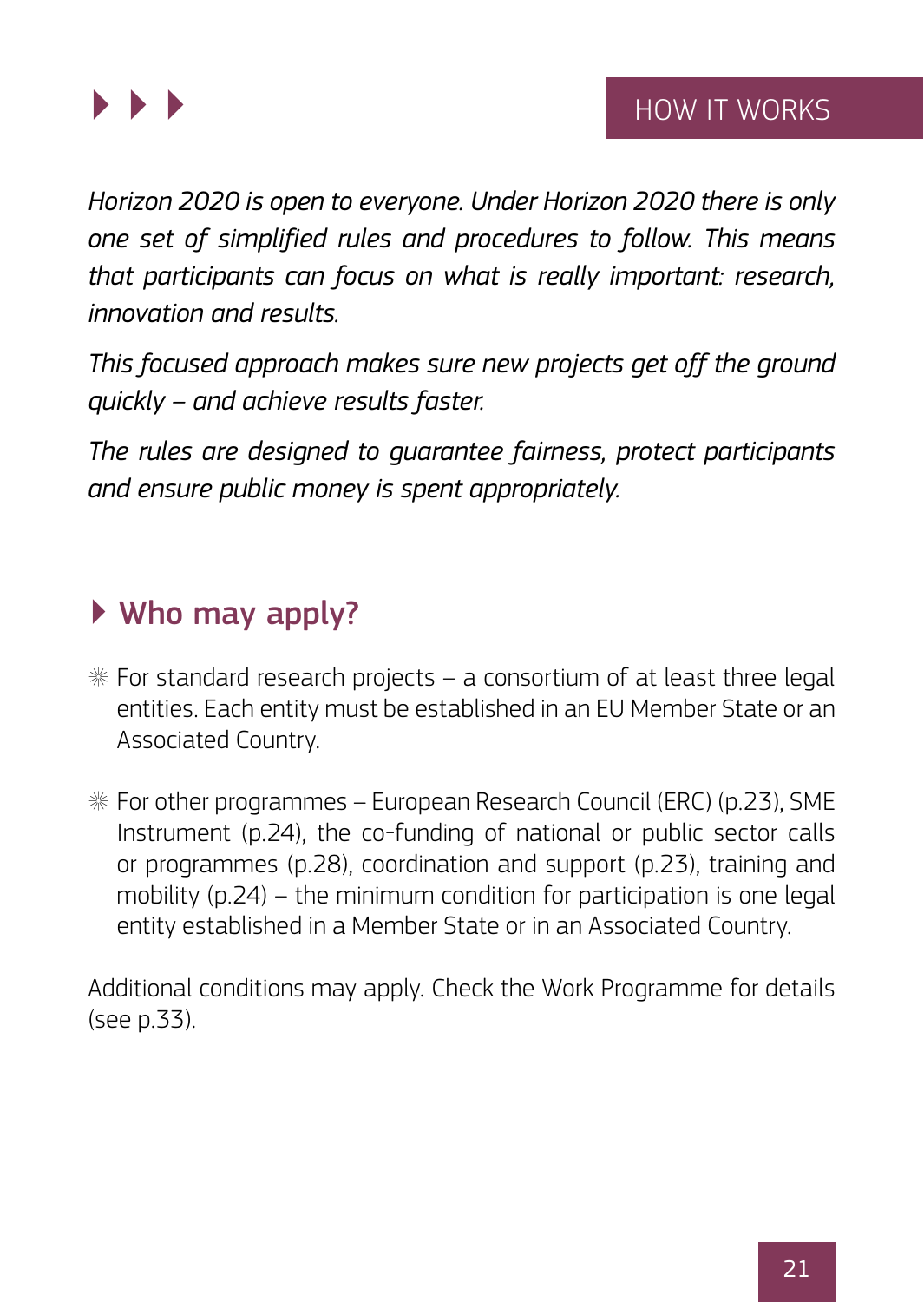# HOW IT WORKS

*Horizon 2020 is open to everyone. Under Horizon 2020 there is only one set of simplified rules and procedures to follow. This means that participants can focus on what is really important: research, innovation and results.*

*This focused approach makes sure new projects get off the ground quickly – and achieve results faster.*

*The rules are designed to guarantee fairness, protect participants and ensure public money is spent appropriately.*

## Who may apply?

- For standard research projects – a consortium of at least three legal entities. Each entity must be established in an EU Member State or an Associated Country.
- For other programmes – European Research Council (ERC) (p.23), SME Instrument (p.24), the co-funding of national or public sector calls or programmes (p.28), coordination and support (p.23), training and mobility (p.24) – the minimum condition for participation is one legal entity established in a Member State or in an Associated Country.

Additional conditions may apply. Check the Work Programme for details (see p.33).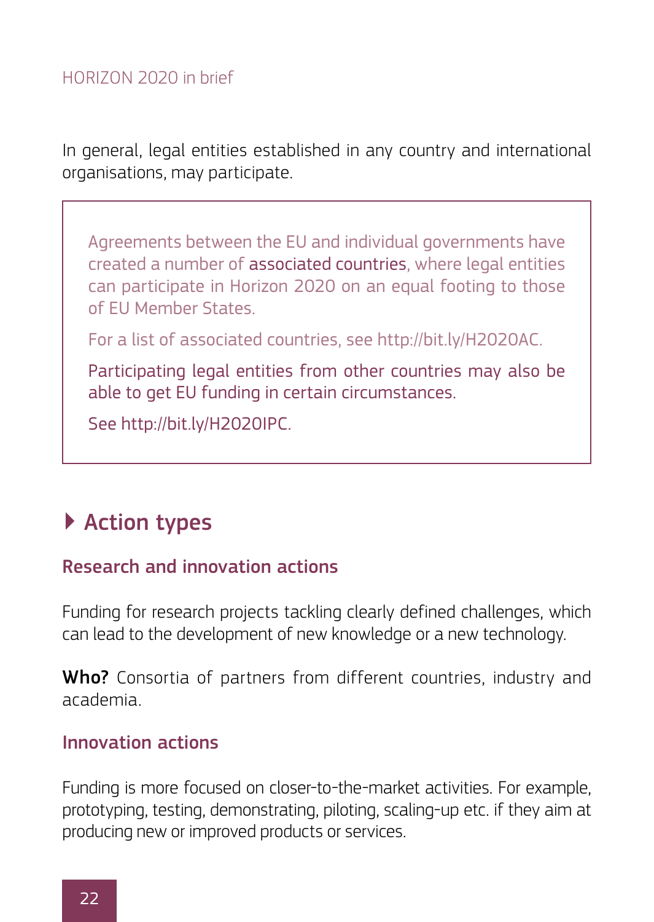In general, legal entities established in any country and international organisations, may participate.

> Agreements between the EU and individual governments have created a number of **associated countries**, where legal entities can participate in Horizon 2020 on an equal footing to those of EU Member States.
>
> For a list of associated countries, see http://bit.ly/H2020AC.
>
> Participating legal entities from other countries may also be able to get EU funding in certain circumstances.
>
> See http://bit.ly/H2020IPC.

## Action types

### Research and innovation actions

Funding for research projects tackling clearly defined challenges, which can lead to the development of new knowledge or a new technology.

**Who?** Consortia of partners from different countries, industry and academia.

### Innovation actions

Funding is more focused on closer-to-the-market activities. For example, prototyping, testing, demonstrating, piloting, scaling-up etc. if they aim at producing new or improved products or services.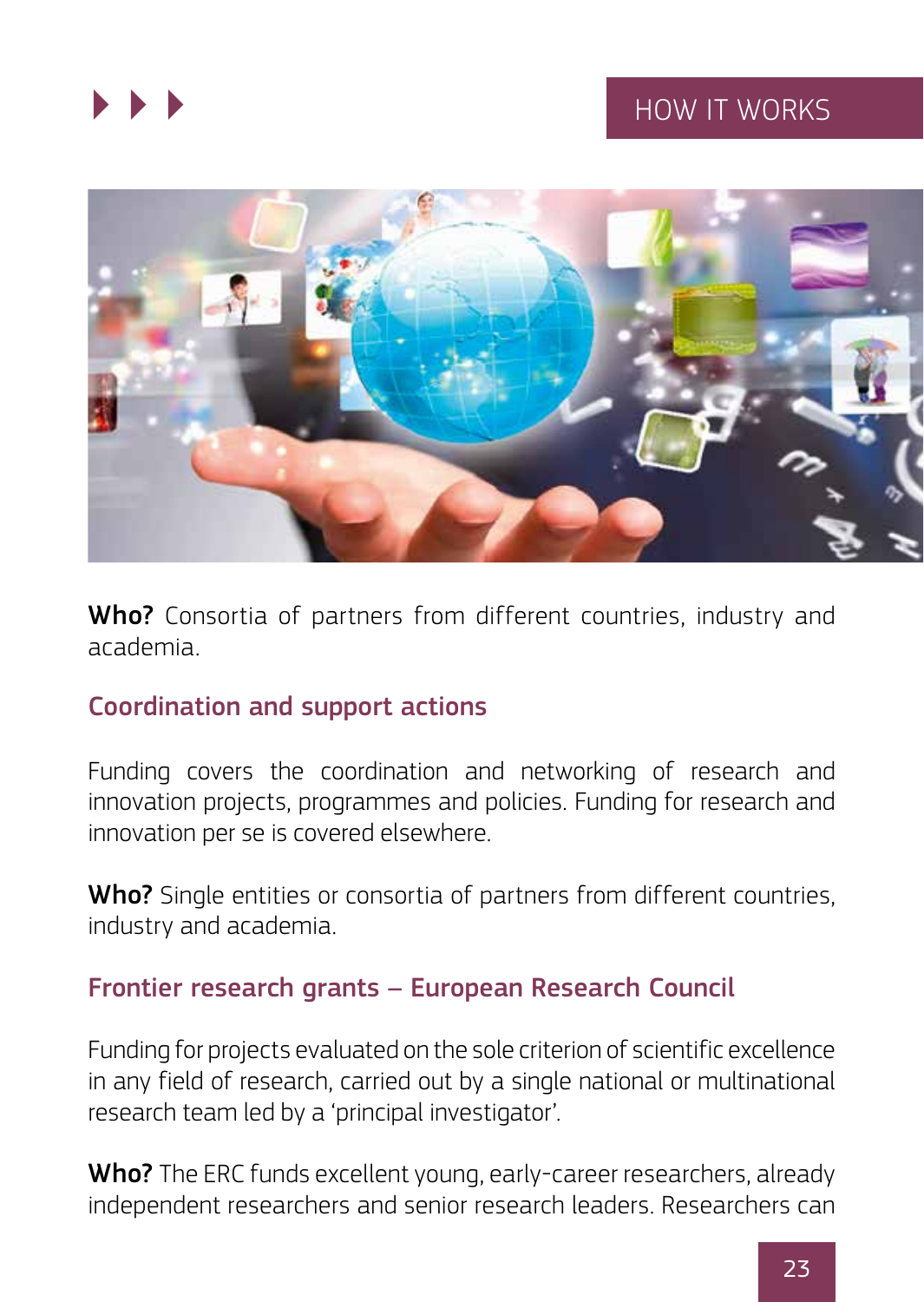**Who?** Consortia of partners from different countries, industry and academia.

### Coordination and support actions

Funding covers the coordination and networking of research and innovation projects, programmes and policies. Funding for research and innovation per se is covered elsewhere.

**Who?** Single entities or consortia of partners from different countries, industry and academia.

### Frontier research grants – European Research Council

Funding for projects evaluated on the sole criterion of scientific excellence in any field of research, carried out by a single national or multinational research team led by a 'principal investigator'.

**Who?** The ERC funds excellent young, early-career researchers, already independent researchers and senior research leaders. Researchers can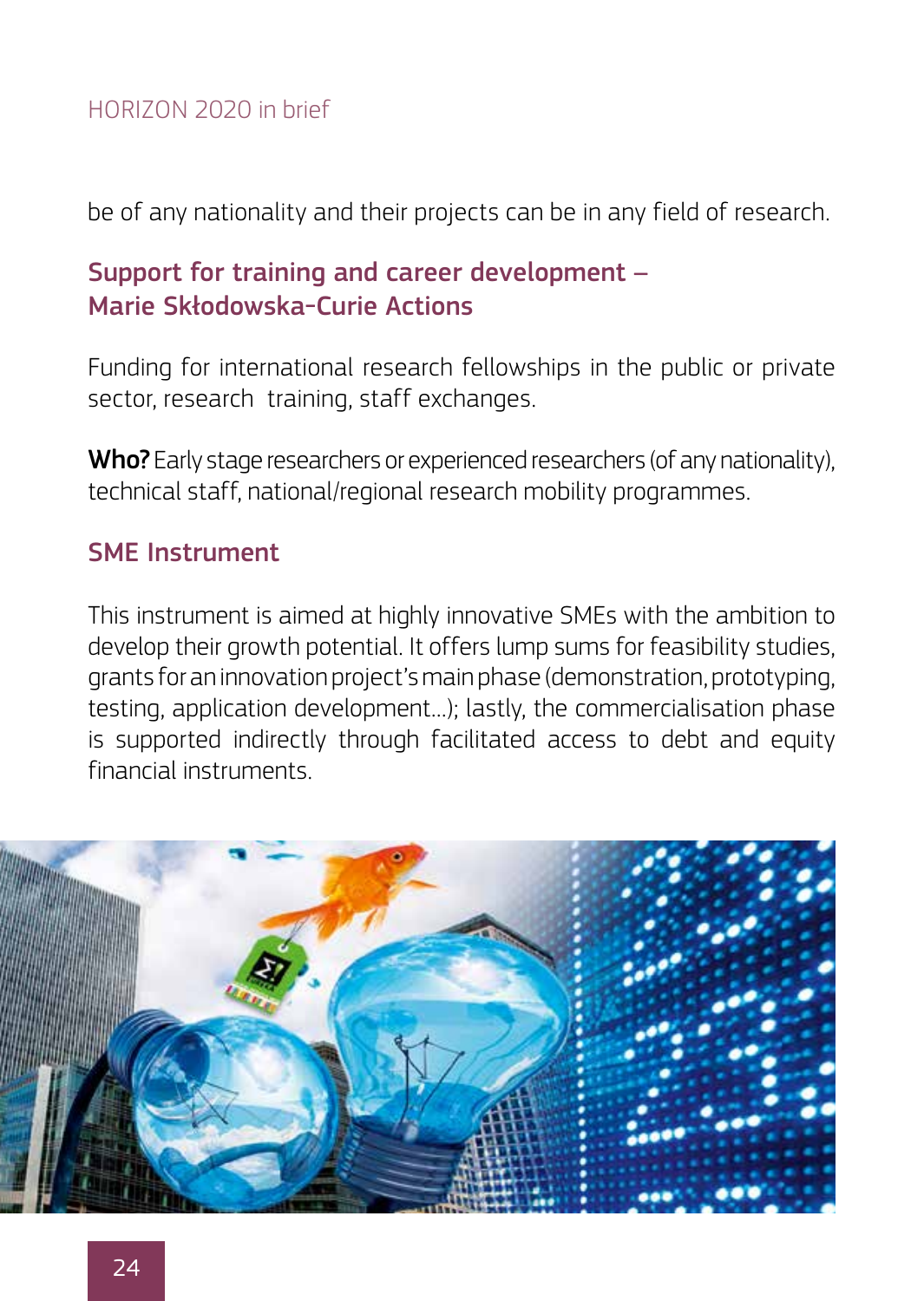be of any nationality and their projects can be in any field of research.

### Support for training and career development – Marie Skłodowska-Curie Actions

Funding for international research fellowships in the public or private sector, research training, staff exchanges.

**Who?** Early stage researchers or experienced researchers (of any nationality), technical staff, national/regional research mobility programmes.

### SME Instrument

This instrument is aimed at highly innovative SMEs with the ambition to develop their growth potential. It offers lump sums for feasibility studies, grants for an innovation project's main phase (demonstration, prototyping, testing, application development...); lastly, the commercialisation phase is supported indirectly through facilitated access to debt and equity financial instruments.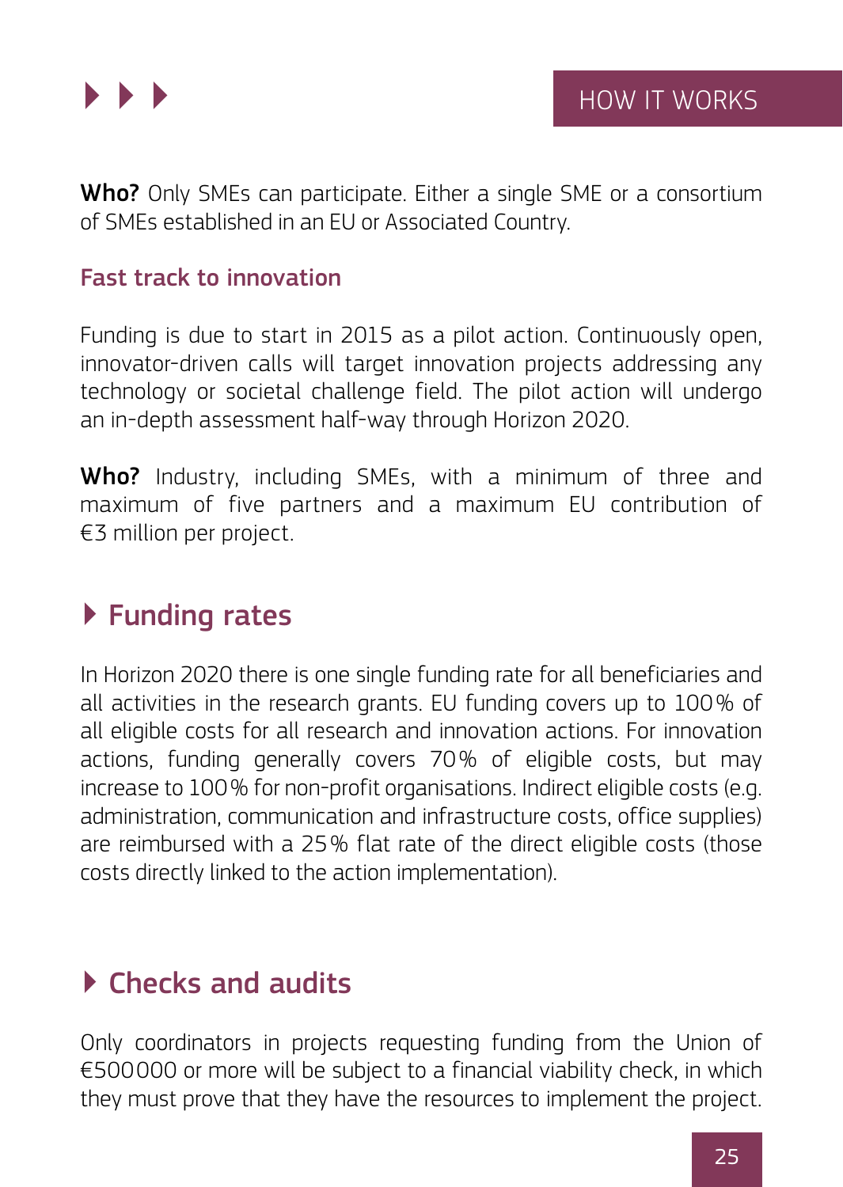**Who?** Only SMEs can participate. Either a single SME or a consortium of SMEs established in an EU or Associated Country.

### Fast track to innovation

Funding is due to start in 2015 as a pilot action. Continuously open, innovator-driven calls will target innovation projects addressing any technology or societal challenge field. The pilot action will undergo an in-depth assessment half-way through Horizon 2020.

**Who?** Industry, including SMEs, with a minimum of three and maximum of five partners and a maximum EU contribution of €3 million per project.

## Funding rates

In Horizon 2020 there is one single funding rate for all beneficiaries and all activities in the research grants. EU funding covers up to 100% of all eligible costs for all research and innovation actions. For innovation actions, funding generally covers 70% of eligible costs, but may increase to 100% for non-profit organisations. Indirect eligible costs (e.g. administration, communication and infrastructure costs, office supplies) are reimbursed with a 25% flat rate of the direct eligible costs (those costs directly linked to the action implementation).

## Checks and audits

Only coordinators in projects requesting funding from the Union of €500000 or more will be subject to a financial viability check, in which they must prove that they have the resources to implement the project.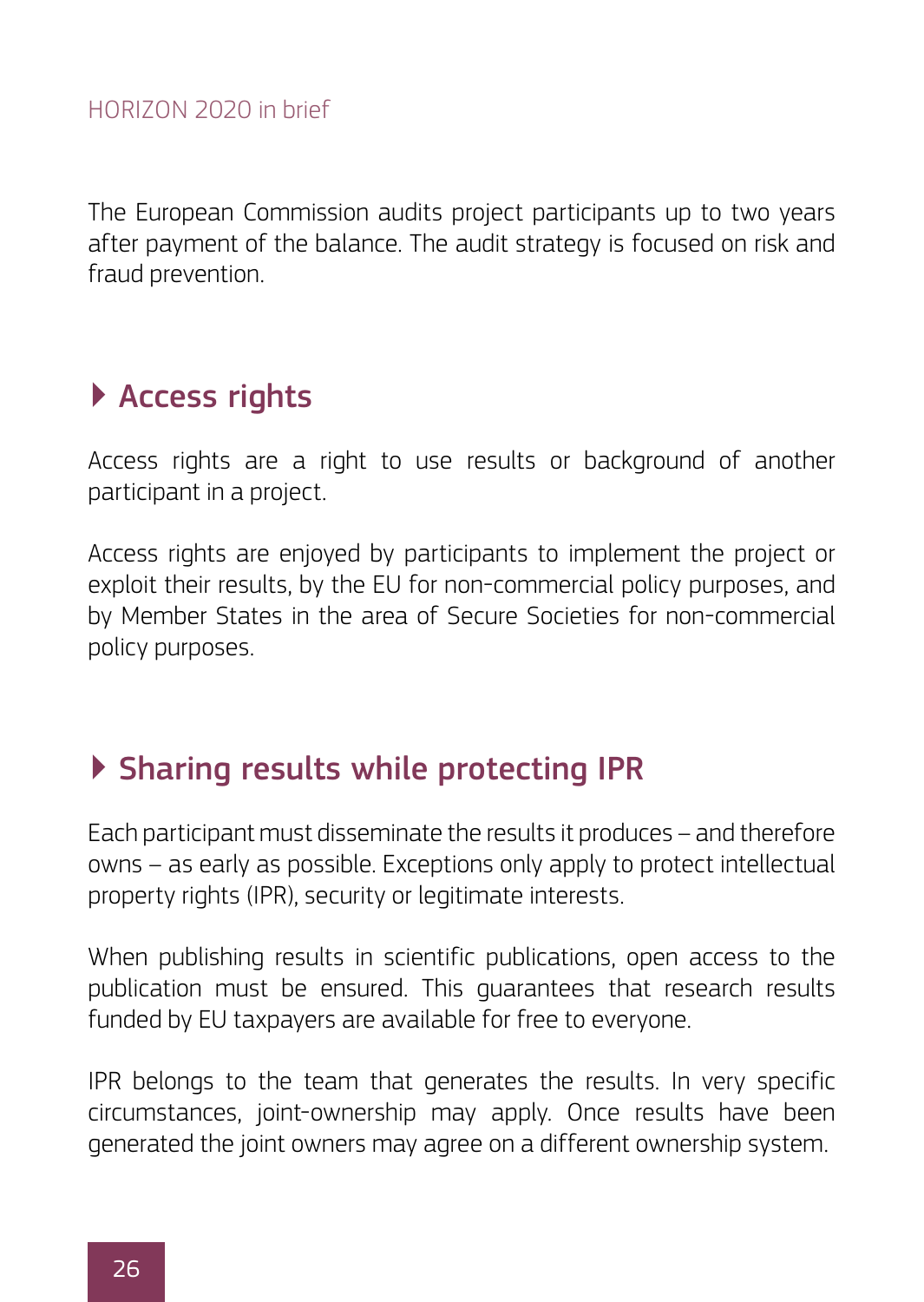The European Commission audits project participants up to two years after payment of the balance. The audit strategy is focused on risk and fraud prevention.

## Access rights

Access rights are a right to use results or background of another participant in a project.

Access rights are enjoyed by participants to implement the project or exploit their results, by the EU for non-commercial policy purposes, and by Member States in the area of Secure Societies for non-commercial policy purposes.

## Sharing results while protecting IPR

Each participant must disseminate the results it produces – and therefore owns – as early as possible. Exceptions only apply to protect intellectual property rights (IPR), security or legitimate interests.

When publishing results in scientific publications, open access to the publication must be ensured. This guarantees that research results funded by EU taxpayers are available for free to everyone.

IPR belongs to the team that generates the results. In very specific circumstances, joint-ownership may apply. Once results have been generated the joint owners may agree on a different ownership system.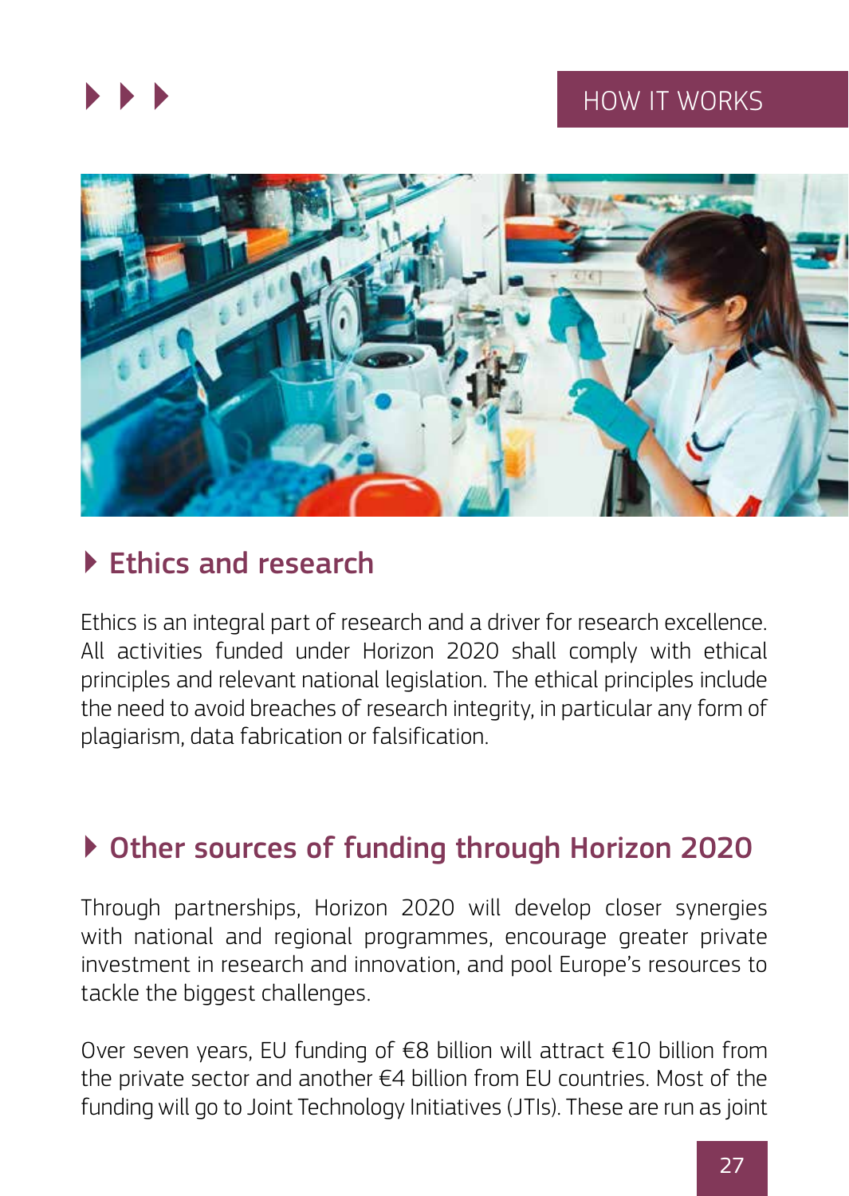## Ethics and research

Ethics is an integral part of research and a driver for research excellence. All activities funded under Horizon 2020 shall comply with ethical principles and relevant national legislation. The ethical principles include the need to avoid breaches of research integrity, in particular any form of plagiarism, data fabrication or falsification.

## Other sources of funding through Horizon 2020

Through partnerships, Horizon 2020 will develop closer synergies with national and regional programmes, encourage greater private investment in research and innovation, and pool Europe's resources to tackle the biggest challenges.

Over seven years, EU funding of €8 billion will attract €10 billion from the private sector and another €4 billion from EU countries. Most of the funding will go to Joint Technology Initiatives (JTIs). These are run as joint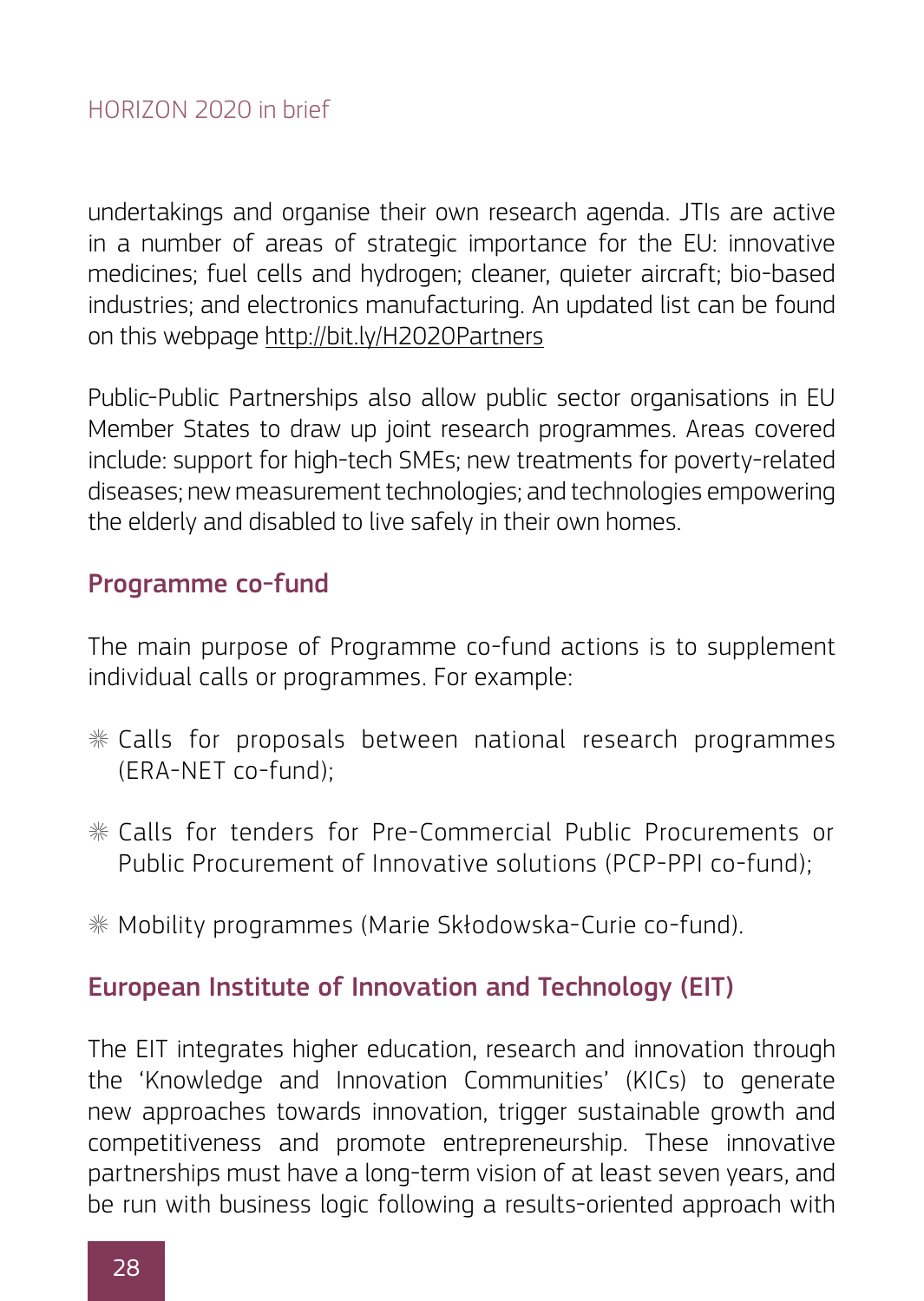undertakings and organise their own research agenda. JTIs are active in a number of areas of strategic importance for the EU: innovative medicines; fuel cells and hydrogen; cleaner, quieter aircraft; bio-based industries; and electronics manufacturing. An updated list can be found on this webpage http://bit.ly/H2020Partners

Public-Public Partnerships also allow public sector organisations in EU Member States to draw up joint research programmes. Areas covered include: support for high-tech SMEs; new treatments for poverty-related diseases; new measurement technologies; and technologies empowering the elderly and disabled to live safely in their own homes.

## Programme co-fund

The main purpose of Programme co-fund actions is to supplement individual calls or programmes. For example:

- Calls for proposals between national research programmes (ERA-NET co-fund);
- Calls for tenders for Pre-Commercial Public Procurements or Public Procurement of Innovative solutions (PCP-PPI co-fund);
- Mobility programmes (Marie Skłodowska-Curie co-fund).

## European Institute of Innovation and Technology (EIT)

The EIT integrates higher education, research and innovation through the 'Knowledge and Innovation Communities' (KICs) to generate new approaches towards innovation, trigger sustainable growth and competitiveness and promote entrepreneurship. These innovative partnerships must have a long-term vision of at least seven years, and be run with business logic following a results-oriented approach with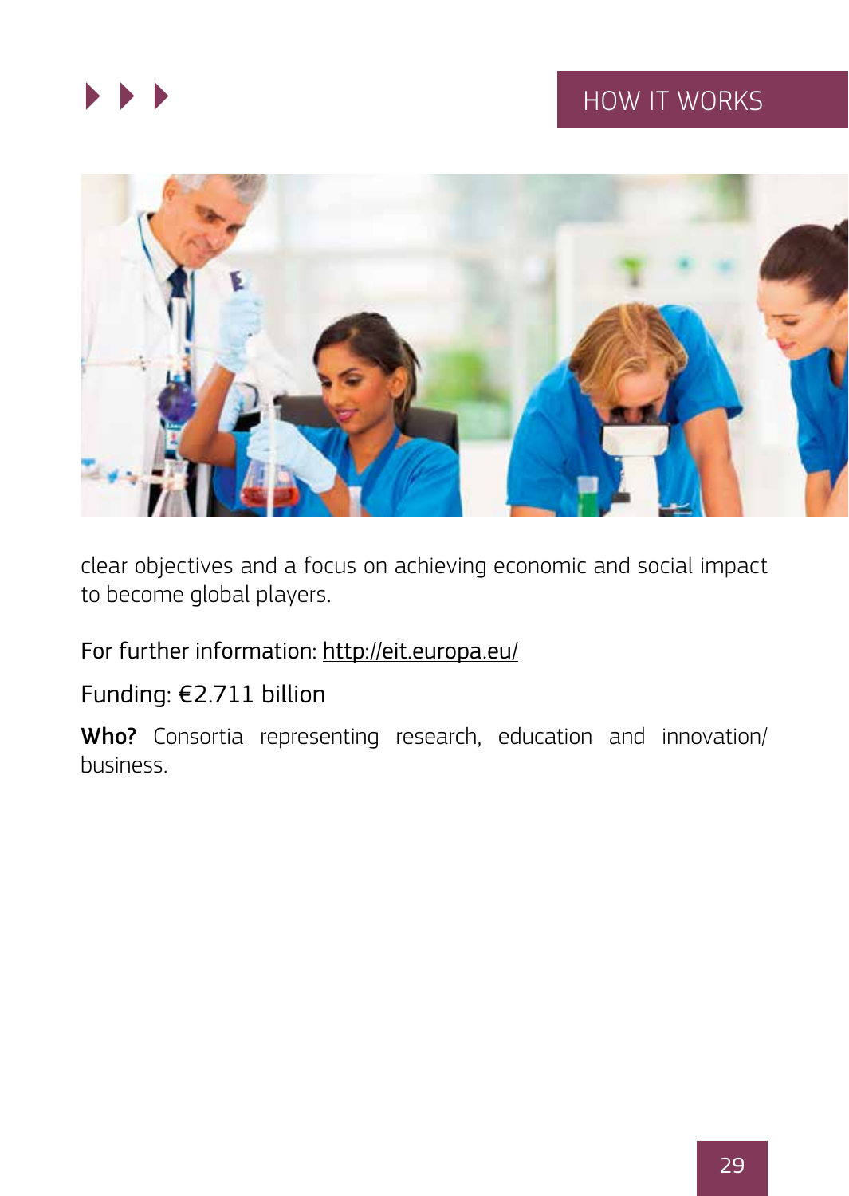clear objectives and a focus on achieving economic and social impact to become global players.

For further information: http://eit.europa.eu/

Funding: €2.711 billion

**Who?** Consortia representing research, education and innovation/business.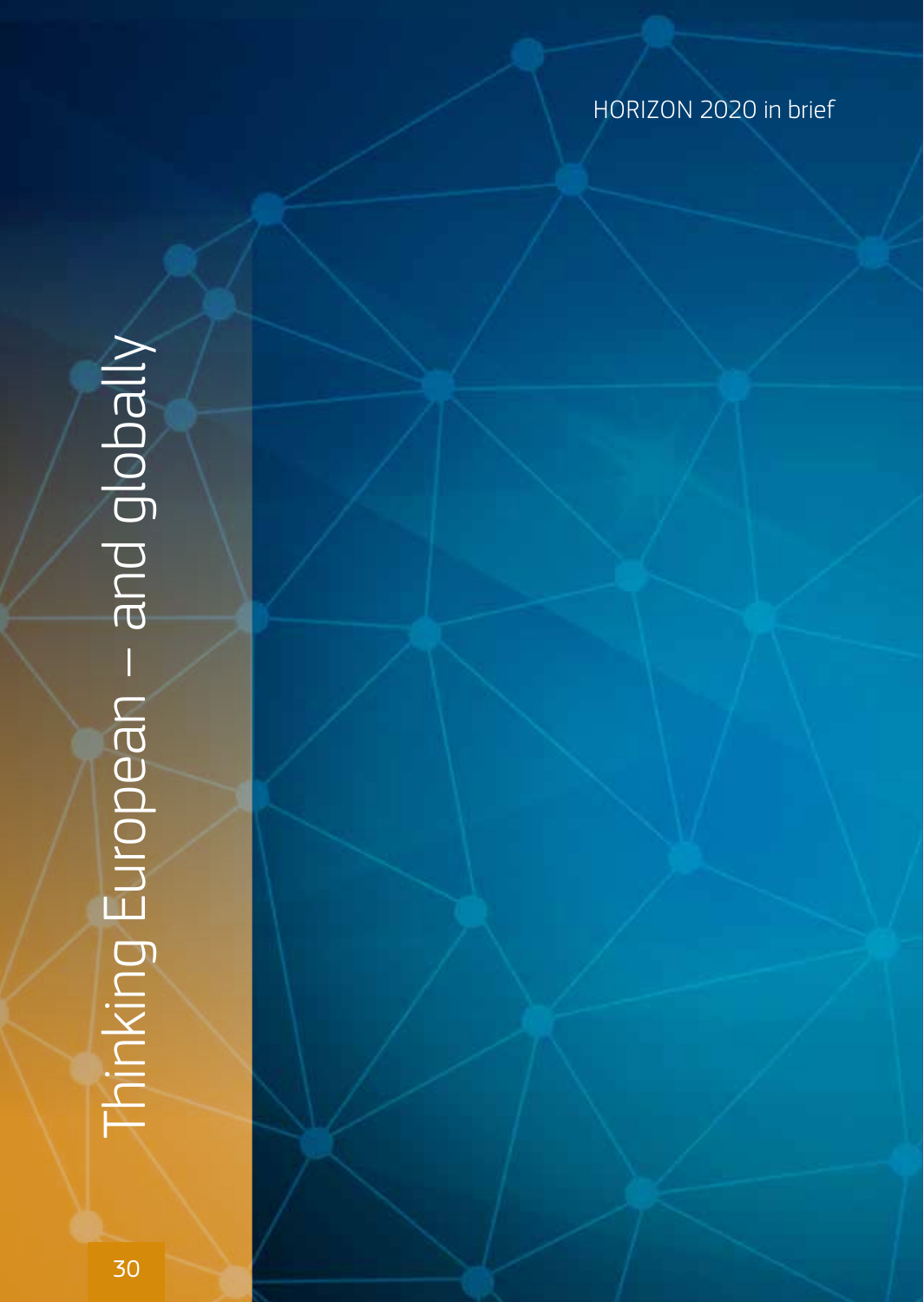# Thinking European – and globally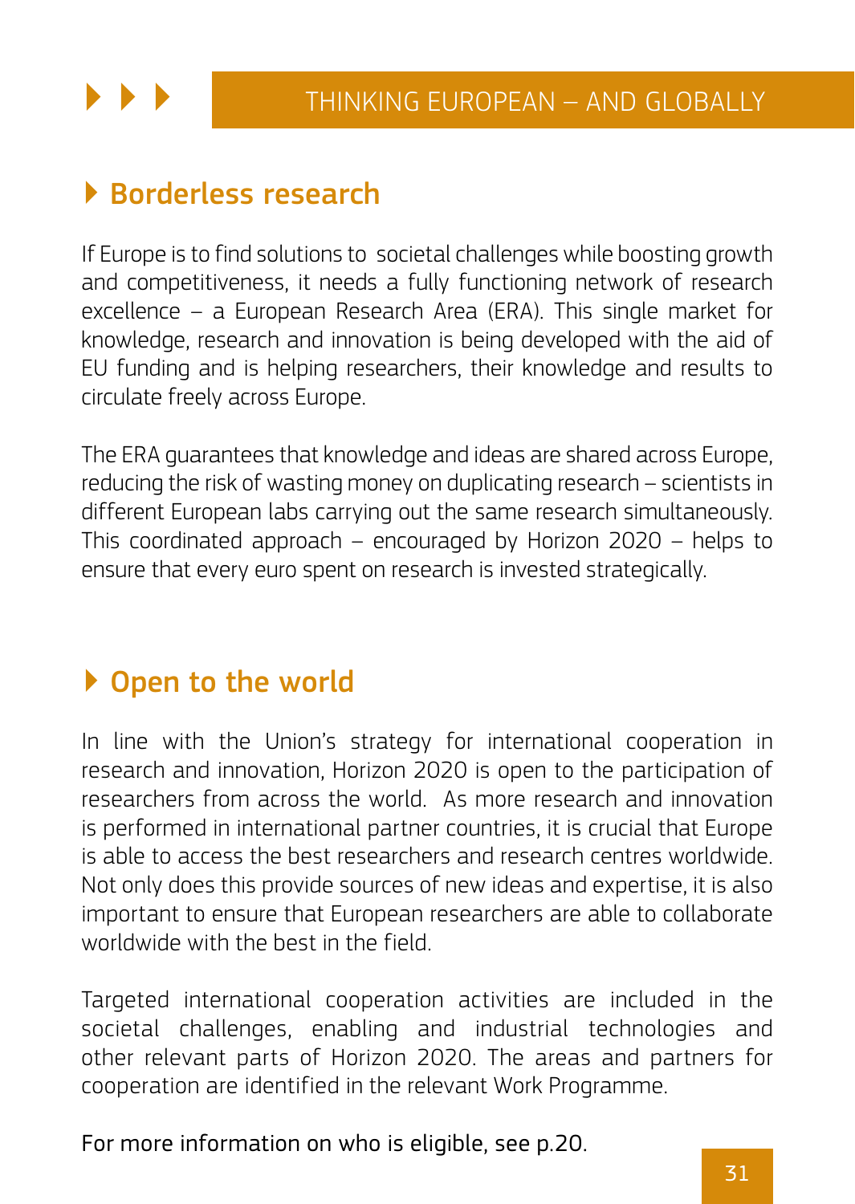## Borderless research

If Europe is to find solutions to societal challenges while boosting growth and competitiveness, it needs a fully functioning network of research excellence – a European Research Area (ERA). This single market for knowledge, research and innovation is being developed with the aid of EU funding and is helping researchers, their knowledge and results to circulate freely across Europe.

The ERA guarantees that knowledge and ideas are shared across Europe, reducing the risk of wasting money on duplicating research – scientists in different European labs carrying out the same research simultaneously. This coordinated approach – encouraged by Horizon 2020 – helps to ensure that every euro spent on research is invested strategically.

## Open to the world

In line with the Union's strategy for international cooperation in research and innovation, Horizon 2020 is open to the participation of researchers from across the world. As more research and innovation is performed in international partner countries, it is crucial that Europe is able to access the best researchers and research centres worldwide. Not only does this provide sources of new ideas and expertise, it is also important to ensure that European researchers are able to collaborate worldwide with the best in the field.

Targeted international cooperation activities are included in the societal challenges, enabling and industrial technologies and other relevant parts of Horizon 2020. The areas and partners for cooperation are identified in the relevant Work Programme.

For more information on who is eligible, see p.20.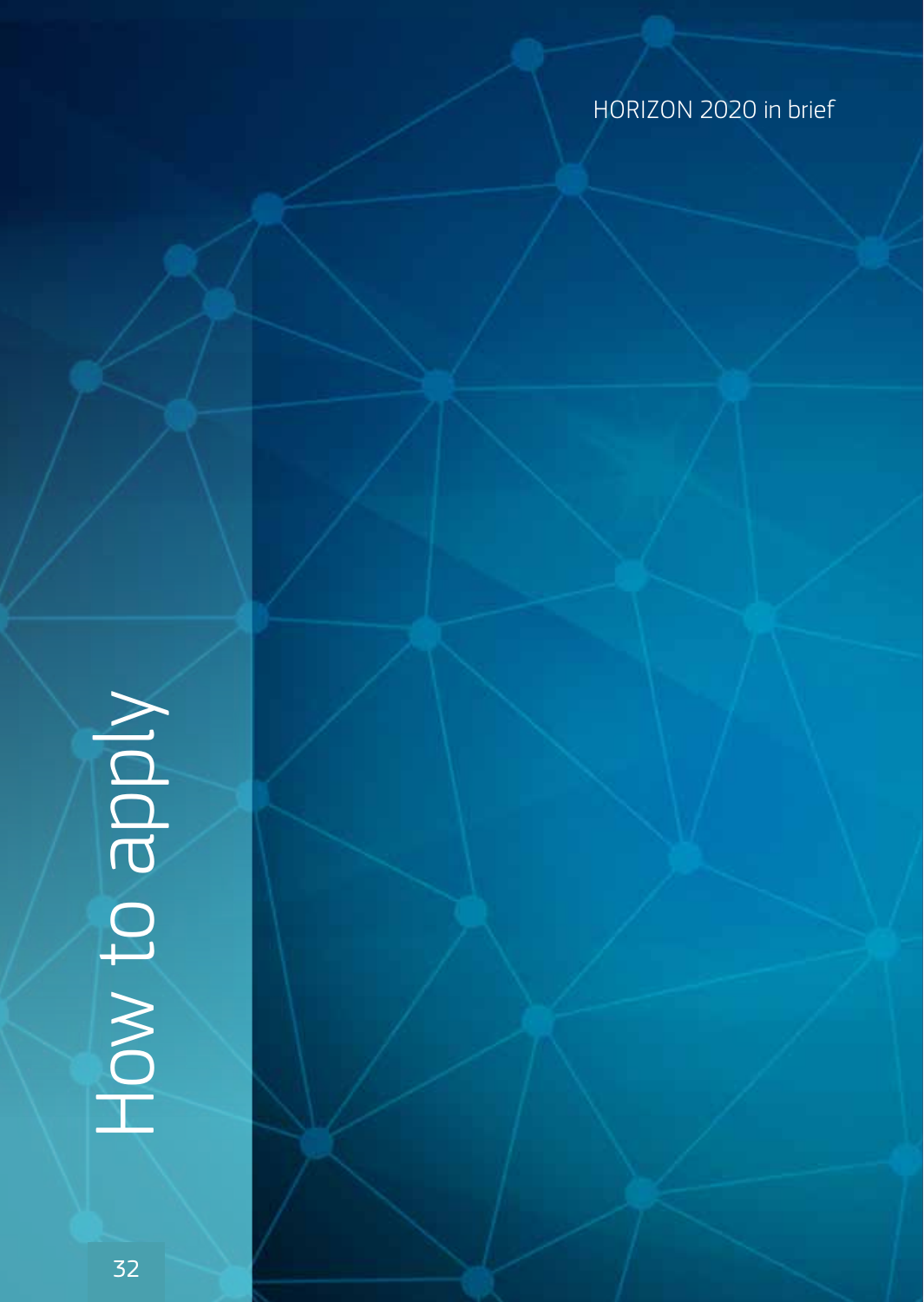# How to apply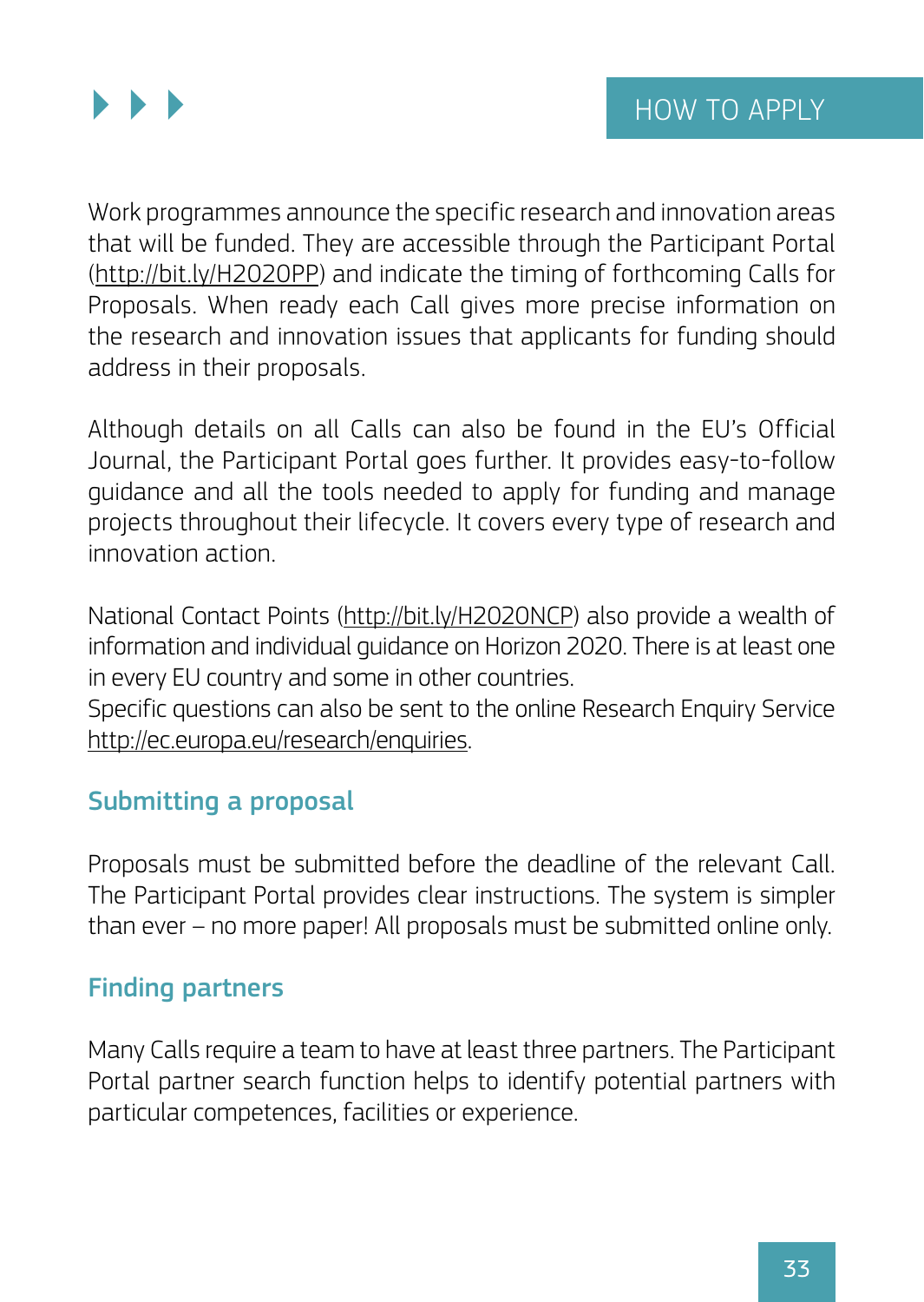Work programmes announce the specific research and innovation areas that will be funded. They are accessible through the Participant Portal (http://bit.ly/H2020PP) and indicate the timing of forthcoming Calls for Proposals. When ready each Call gives more precise information on the research and innovation issues that applicants for funding should address in their proposals.

Although details on all Calls can also be found in the EU's Official Journal, the Participant Portal goes further. It provides easy-to-follow guidance and all the tools needed to apply for funding and manage projects throughout their lifecycle. It covers every type of research and innovation action.

National Contact Points (http://bit.ly/H2020NCP) also provide a wealth of information and individual guidance on Horizon 2020. There is at least one in every EU country and some in other countries.
Specific questions can also be sent to the online Research Enquiry Service http://ec.europa.eu/research/enquiries.

## Submitting a proposal

Proposals must be submitted before the deadline of the relevant Call. The Participant Portal provides clear instructions. The system is simpler than ever – no more paper! All proposals must be submitted online only.

## Finding partners

Many Calls require a team to have at least three partners. The Participant Portal partner search function helps to identify potential partners with particular competences, facilities or experience.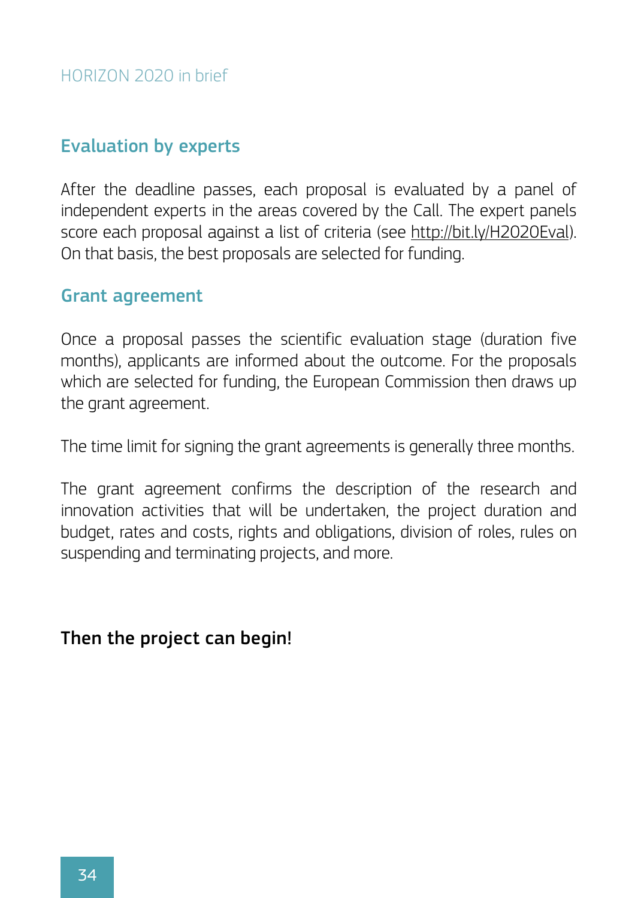## Evaluation by experts

After the deadline passes, each proposal is evaluated by a panel of independent experts in the areas covered by the Call. The expert panels score each proposal against a list of criteria (see http://bit.ly/H2020Eval). On that basis, the best proposals are selected for funding.

## Grant agreement

Once a proposal passes the scientific evaluation stage (duration five months), applicants are informed about the outcome. For the proposals which are selected for funding, the European Commission then draws up the grant agreement.

The time limit for signing the grant agreements is generally three months.

The grant agreement confirms the description of the research and innovation activities that will be undertaken, the project duration and budget, rates and costs, rights and obligations, division of roles, rules on suspending and terminating projects, and more.

**Then the project can begin!**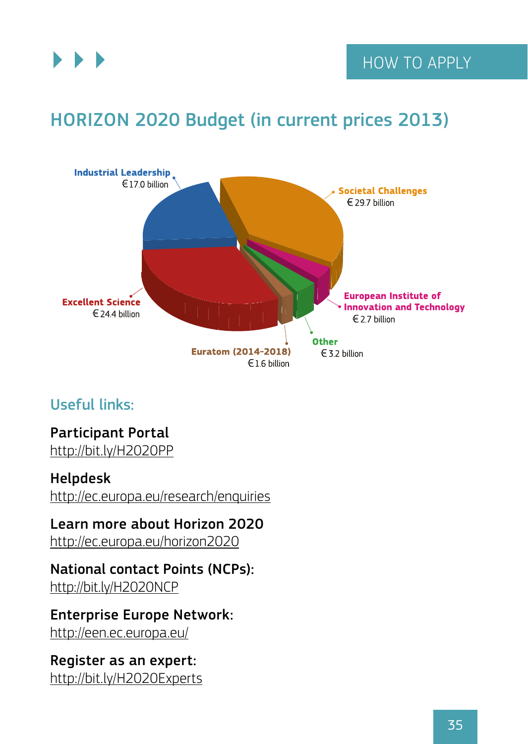## HORIZON 2020 Budget (in current prices 2013)

**Industrial Leadership**
€17.0 billion

**Societal Challenges**
€29.7 billion

**Excellent Science**
€24.4 billion

**European Institute of Innovation and Technology**
€2.7 billion

**Other**
€3.2 billion

**Euratom (2014-2018)**
€1.6 billion

## Useful links:

**Participant Portal**
http://bit.ly/H2020PP

**Helpdesk**
http://ec.europa.eu/research/enquiries

**Learn more about Horizon 2020**
http://ec.europa.eu/horizon2020

**National contact Points (NCPs):**
http://bit.ly/H2020NCP

**Enterprise Europe Network:**
http://een.ec.europa.eu/

**Register as an expert:**
http://bit.ly/H2020Experts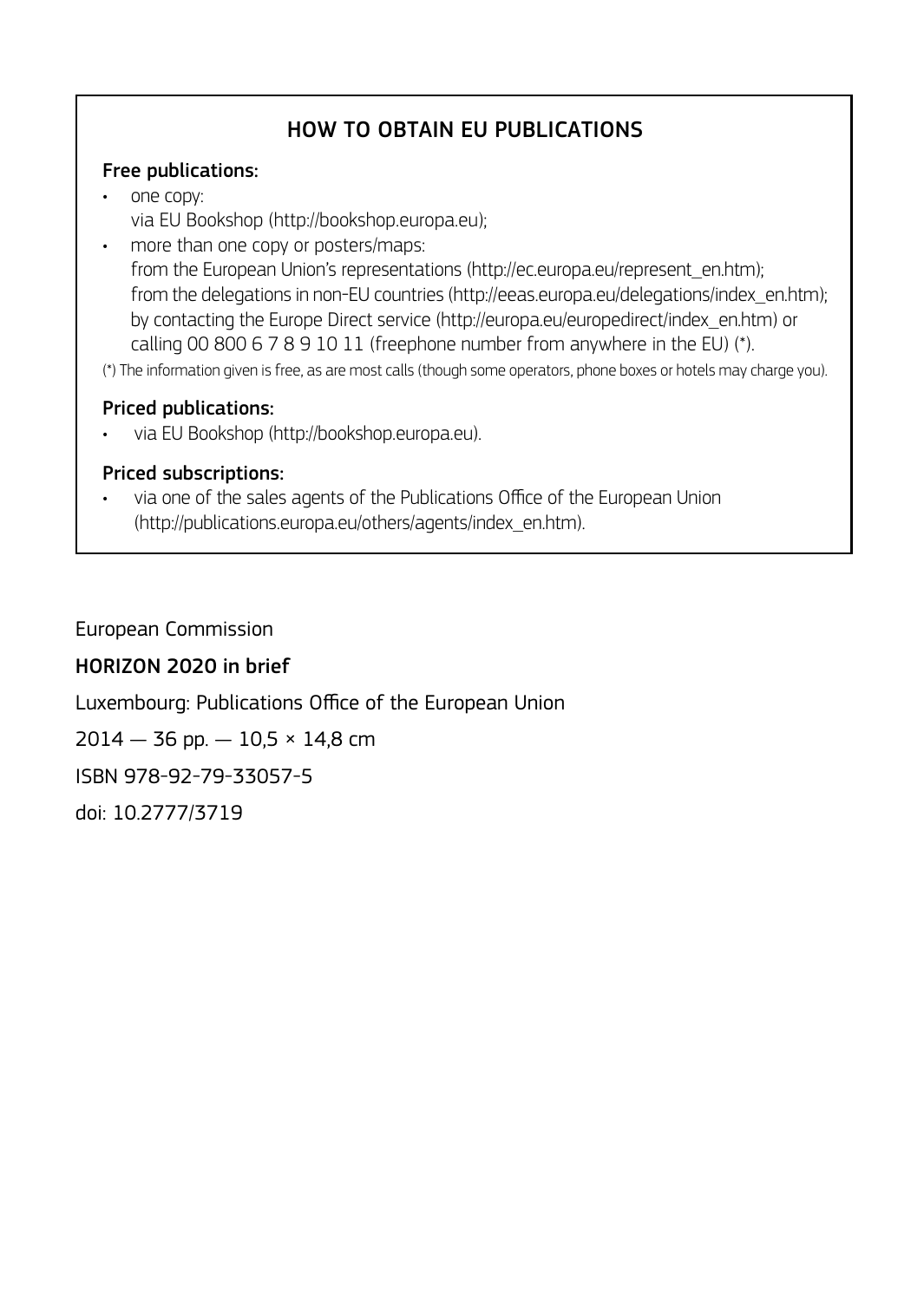## HOW TO OBTAIN EU PUBLICATIONS

### Free publications:

- one copy:
  via EU Bookshop (http://bookshop.europa.eu);
- more than one copy or posters/maps:
  from the European Union's representations (http://ec.europa.eu/represent_en.htm);
  from the delegations in non-EU countries (http://eeas.europa.eu/delegations/index_en.htm);
  by contacting the Europe Direct service (http://europa.eu/europedirect/index_en.htm) or
  calling 00 800 6 7 8 9 10 11 (freephone number from anywhere in the EU) (*).

(*) The information given is free, as are most calls (though some operators, phone boxes or hotels may charge you).

### Priced publications:

- via EU Bookshop (http://bookshop.europa.eu).

### Priced subscriptions:

- via one of the sales agents of the Publications Office of the European Union
  (http://publications.europa.eu/others/agents/index_en.htm).

European Commission

**HORIZON 2020 in brief**

Luxembourg: Publications Office of the European Union

2014 — 36 pp. — 10,5 × 14,8 cm

ISBN 978-92-79-33057-5

doi: 10.2777/3719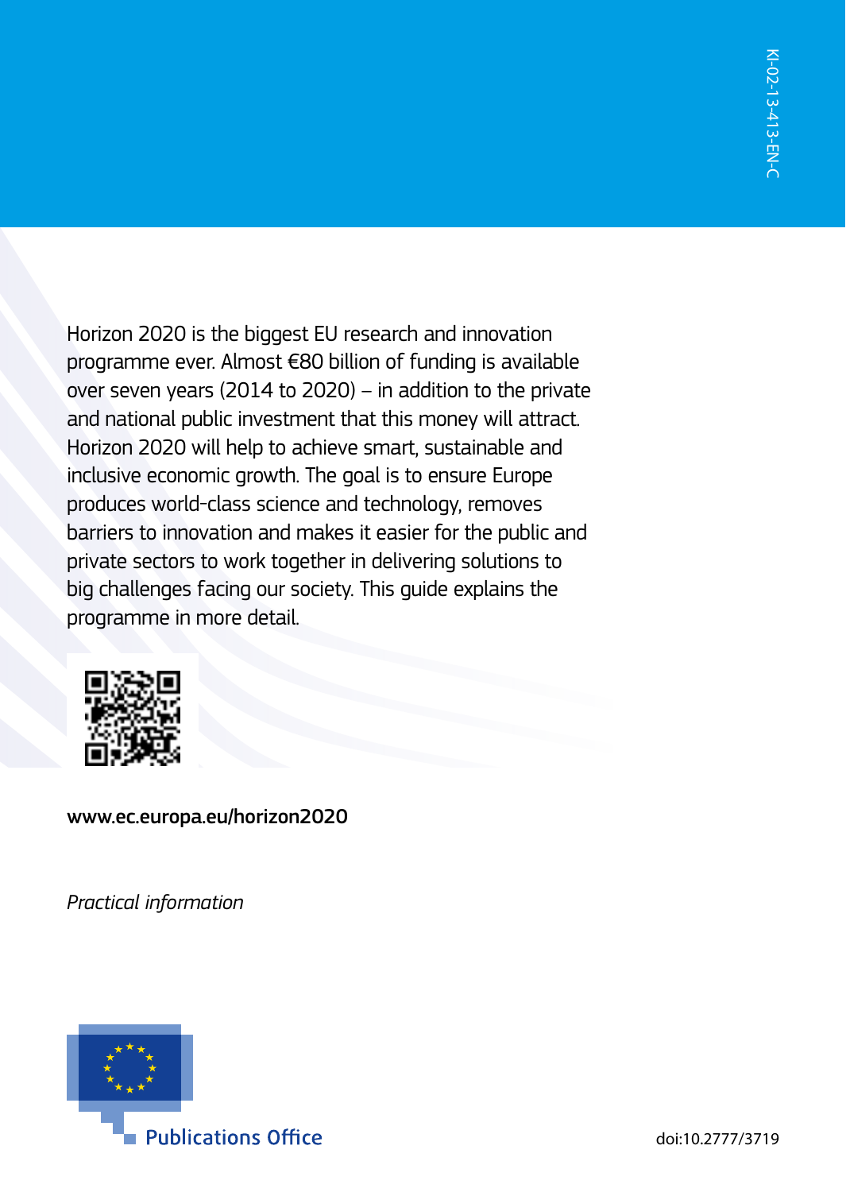KI-02-13-413-EN-C

Horizon 2020 is the biggest EU research and innovation programme ever. Almost €80 billion of funding is available over seven years (2014 to 2020) – in addition to the private and national public investment that this money will attract. Horizon 2020 will help to achieve smart, sustainable and inclusive economic growth. The goal is to ensure Europe produces world-class science and technology, removes barriers to innovation and makes it easier for the public and private sectors to work together in delivering solutions to big challenges facing our society. This guide explains the programme in more detail.

**www.ec.europa.eu/horizon2020**

*Practical information*

Publications Office

doi:10.2777/3719